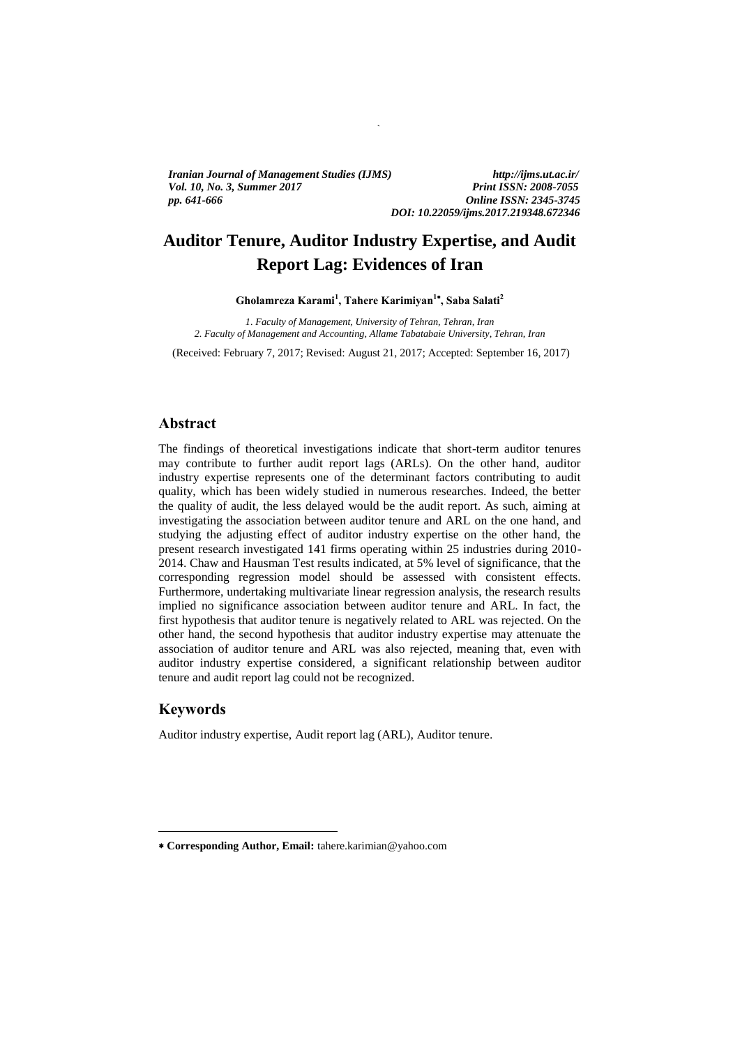*Iranian Journal of Management Studies (IJMS)* *http://ijms.ut.ac.ir/*
*Vol. 10, No. 3, Summer 2017* *Print ISSN: 2008-7055*
*pp. 641-666* *Online ISSN: 2345-3745*
*DOI: 10.22059/ijms.2017.219348.672346*

# Auditor Tenure, Auditor Industry Expertise, and Audit Report Lag: Evidences of Iran

**Gholamreza Karami[1], Tahere Karimiyan[1*], Saba Salati[2]**

*1. Faculty of Management, University of Tehran, Tehran, Iran*
*2. Faculty of Management and Accounting, Allame Tabatabaie University, Tehran, Iran*

(Received: February 7, 2017; Revised: August 21, 2017; Accepted: September 16, 2017)

## Abstract

The findings of theoretical investigations indicate that short-term auditor tenures may contribute to further audit report lags (ARLs). On the other hand, auditor industry expertise represents one of the determinant factors contributing to audit quality, which has been widely studied in numerous researches. Indeed, the better the quality of audit, the less delayed would be the audit report. As such, aiming at investigating the association between auditor tenure and ARL on the one hand, and studying the adjusting effect of auditor industry expertise on the other hand, the present research investigated 141 firms operating within 25 industries during 2010-2014. Chaw and Hausman Test results indicated, at 5% level of significance, that the corresponding regression model should be assessed with consistent effects. Furthermore, undertaking multivariate linear regression analysis, the research results implied no significance association between auditor tenure and ARL. In fact, the first hypothesis that auditor tenure is negatively related to ARL was rejected. On the other hand, the second hypothesis that auditor industry expertise may attenuate the association of auditor tenure and ARL was also rejected, meaning that, even with auditor industry expertise considered, a significant relationship between auditor tenure and audit report lag could not be recognized.

## Keywords

Auditor industry expertise, Audit report lag (ARL), Auditor tenure.

---

* **Corresponding Author, Email:** tahere.karimian@yahoo.com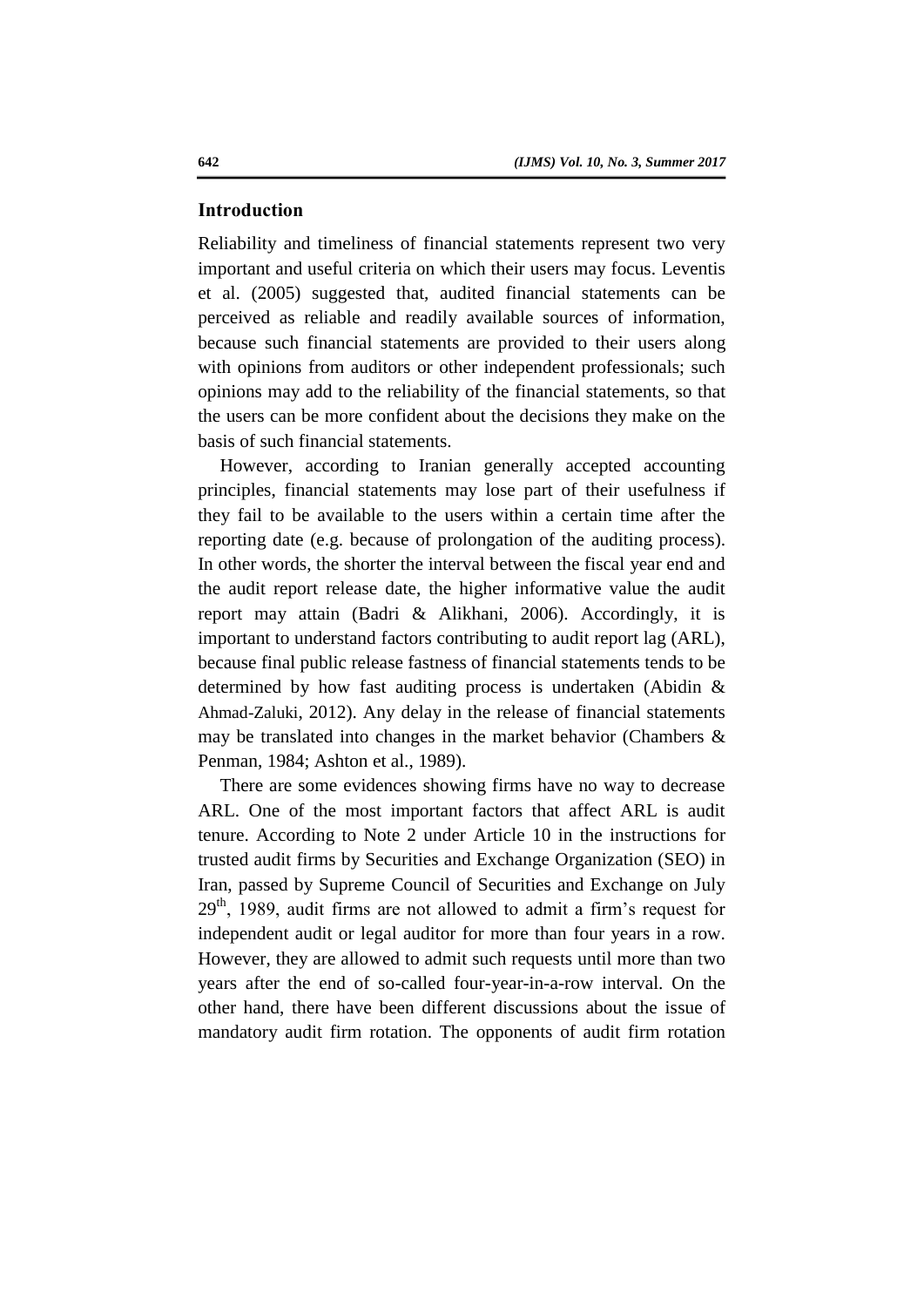## Introduction

Reliability and timeliness of financial statements represent two very important and useful criteria on which their users may focus. Leventis et al. (2005) suggested that, audited financial statements can be perceived as reliable and readily available sources of information, because such financial statements are provided to their users along with opinions from auditors or other independent professionals; such opinions may add to the reliability of the financial statements, so that the users can be more confident about the decisions they make on the basis of such financial statements.

However, according to Iranian generally accepted accounting principles, financial statements may lose part of their usefulness if they fail to be available to the users within a certain time after the reporting date (e.g. because of prolongation of the auditing process). In other words, the shorter the interval between the fiscal year end and the audit report release date, the higher informative value the audit report may attain (Badri & Alikhani, 2006). Accordingly, it is important to understand factors contributing to audit report lag (ARL), because final public release fastness of financial statements tends to be determined by how fast auditing process is undertaken (Abidin & Ahmad-Zaluki, 2012). Any delay in the release of financial statements may be translated into changes in the market behavior (Chambers & Penman, 1984; Ashton et al., 1989).

There are some evidences showing firms have no way to decrease ARL. One of the most important factors that affect ARL is audit tenure. According to Note 2 under Article 10 in the instructions for trusted audit firms by Securities and Exchange Organization (SEO) in Iran, passed by Supreme Council of Securities and Exchange on July 29th, 1989, audit firms are not allowed to admit a firm's request for independent audit or legal auditor for more than four years in a row. However, they are allowed to admit such requests until more than two years after the end of so-called four-year-in-a-row interval. On the other hand, there have been different discussions about the issue of mandatory audit firm rotation. The opponents of audit firm rotation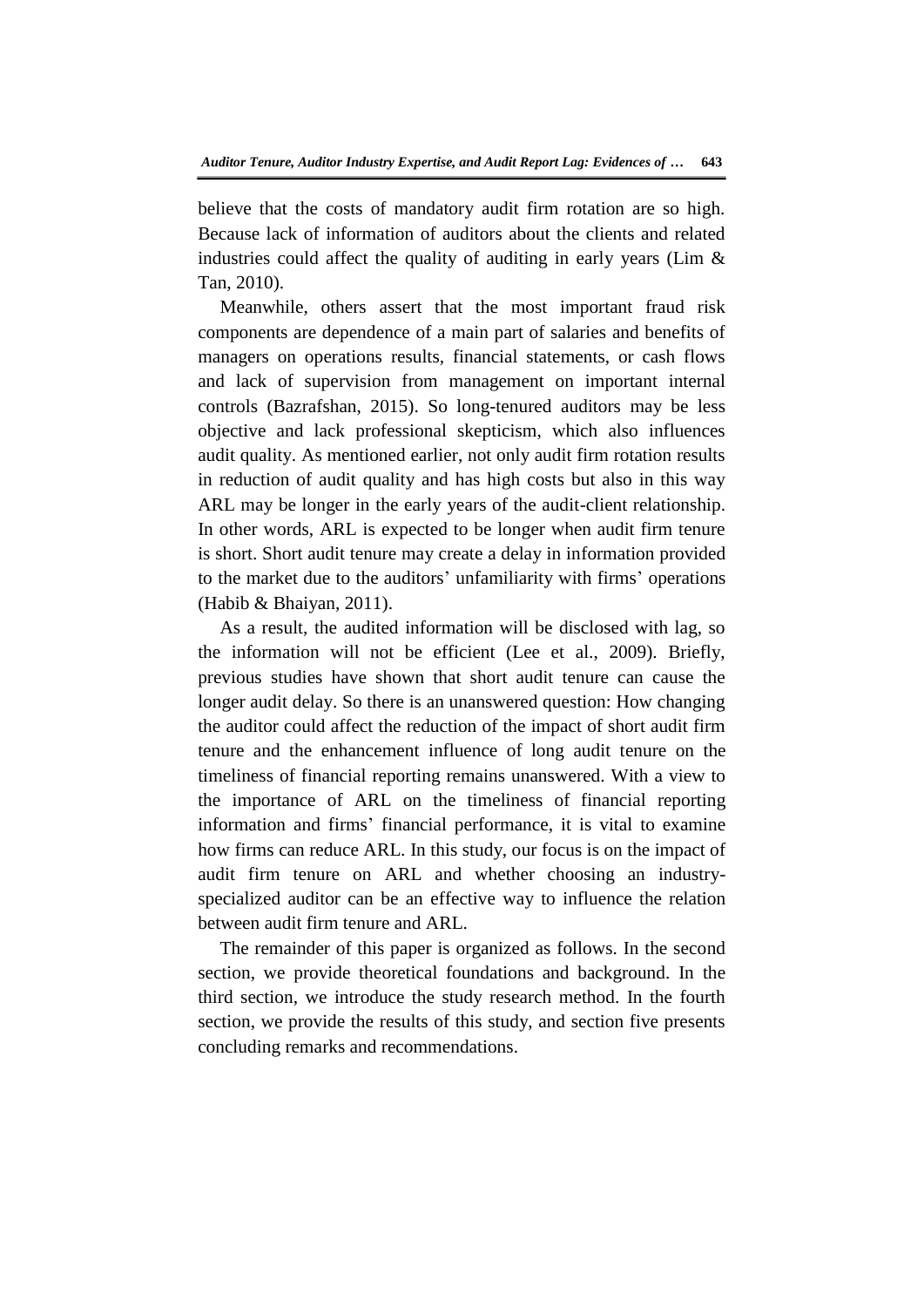believe that the costs of mandatory audit firm rotation are so high. Because lack of information of auditors about the clients and related industries could affect the quality of auditing in early years (Lim & Tan, 2010).

Meanwhile, others assert that the most important fraud risk components are dependence of a main part of salaries and benefits of managers on operations results, financial statements, or cash flows and lack of supervision from management on important internal controls (Bazrafshan, 2015). So long-tenured auditors may be less objective and lack professional skepticism, which also influences audit quality. As mentioned earlier, not only audit firm rotation results in reduction of audit quality and has high costs but also in this way ARL may be longer in the early years of the audit-client relationship. In other words, ARL is expected to be longer when audit firm tenure is short. Short audit tenure may create a delay in information provided to the market due to the auditors' unfamiliarity with firms' operations (Habib & Bhaiyan, 2011).

As a result, the audited information will be disclosed with lag, so the information will not be efficient (Lee et al., 2009). Briefly, previous studies have shown that short audit tenure can cause the longer audit delay. So there is an unanswered question: How changing the auditor could affect the reduction of the impact of short audit firm tenure and the enhancement influence of long audit tenure on the timeliness of financial reporting remains unanswered. With a view to the importance of ARL on the timeliness of financial reporting information and firms' financial performance, it is vital to examine how firms can reduce ARL. In this study, our focus is on the impact of audit firm tenure on ARL and whether choosing an industry-specialized auditor can be an effective way to influence the relation between audit firm tenure and ARL.

The remainder of this paper is organized as follows. In the second section, we provide theoretical foundations and background. In the third section, we introduce the study research method. In the fourth section, we provide the results of this study, and section five presents concluding remarks and recommendations.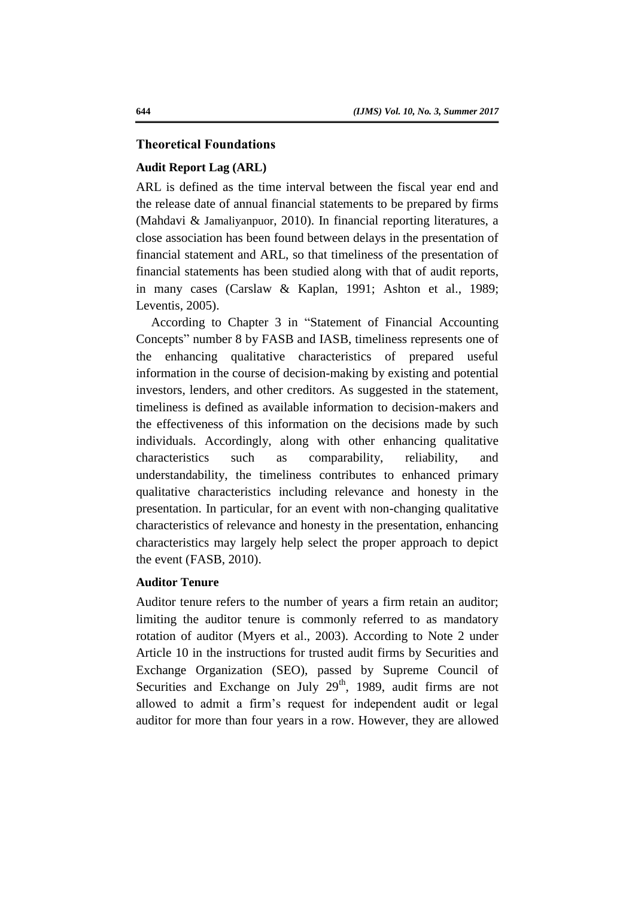## Theoretical Foundations

### Audit Report Lag (ARL)

ARL is defined as the time interval between the fiscal year end and the release date of annual financial statements to be prepared by firms (Mahdavi & Jamaliyanpuor, 2010). In financial reporting literatures, a close association has been found between delays in the presentation of financial statement and ARL, so that timeliness of the presentation of financial statements has been studied along with that of audit reports, in many cases (Carslaw & Kaplan, 1991; Ashton et al., 1989; Leventis, 2005).

According to Chapter 3 in "Statement of Financial Accounting Concepts" number 8 by FASB and IASB, timeliness represents one of the enhancing qualitative characteristics of prepared useful information in the course of decision-making by existing and potential investors, lenders, and other creditors. As suggested in the statement, timeliness is defined as available information to decision-makers and the effectiveness of this information on the decisions made by such individuals. Accordingly, along with other enhancing qualitative characteristics such as comparability, reliability, and understandability, the timeliness contributes to enhanced primary qualitative characteristics including relevance and honesty in the presentation. In particular, for an event with non-changing qualitative characteristics of relevance and honesty in the presentation, enhancing characteristics may largely help select the proper approach to depict the event (FASB, 2010).

### Auditor Tenure

Auditor tenure refers to the number of years a firm retain an auditor; limiting the auditor tenure is commonly referred to as mandatory rotation of auditor (Myers et al., 2003). According to Note 2 under Article 10 in the instructions for trusted audit firms by Securities and Exchange Organization (SEO), passed by Supreme Council of Securities and Exchange on July 29th, 1989, audit firms are not allowed to admit a firm's request for independent audit or legal auditor for more than four years in a row. However, they are allowed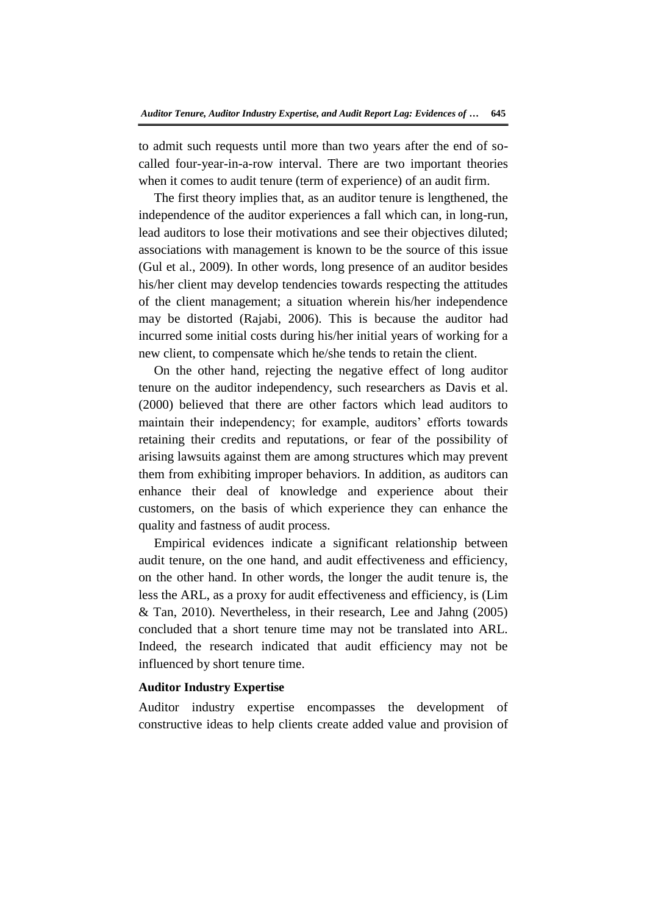to admit such requests until more than two years after the end of so-called four-year-in-a-row interval. There are two important theories when it comes to audit tenure (term of experience) of an audit firm.

The first theory implies that, as an auditor tenure is lengthened, the independence of the auditor experiences a fall which can, in long-run, lead auditors to lose their motivations and see their objectives diluted; associations with management is known to be the source of this issue (Gul et al., 2009). In other words, long presence of an auditor besides his/her client may develop tendencies towards respecting the attitudes of the client management; a situation wherein his/her independence may be distorted (Rajabi, 2006). This is because the auditor had incurred some initial costs during his/her initial years of working for a new client, to compensate which he/she tends to retain the client.

On the other hand, rejecting the negative effect of long auditor tenure on the auditor independency, such researchers as Davis et al. (2000) believed that there are other factors which lead auditors to maintain their independency; for example, auditors' efforts towards retaining their credits and reputations, or fear of the possibility of arising lawsuits against them are among structures which may prevent them from exhibiting improper behaviors. In addition, as auditors can enhance their deal of knowledge and experience about their customers, on the basis of which experience they can enhance the quality and fastness of audit process.

Empirical evidences indicate a significant relationship between audit tenure, on the one hand, and audit effectiveness and efficiency, on the other hand. In other words, the longer the audit tenure is, the less the ARL, as a proxy for audit effectiveness and efficiency, is (Lim & Tan, 2010). Nevertheless, in their research, Lee and Jahng (2005) concluded that a short tenure time may not be translated into ARL. Indeed, the research indicated that audit efficiency may not be influenced by short tenure time.

### Auditor Industry Expertise

Auditor industry expertise encompasses the development of constructive ideas to help clients create added value and provision of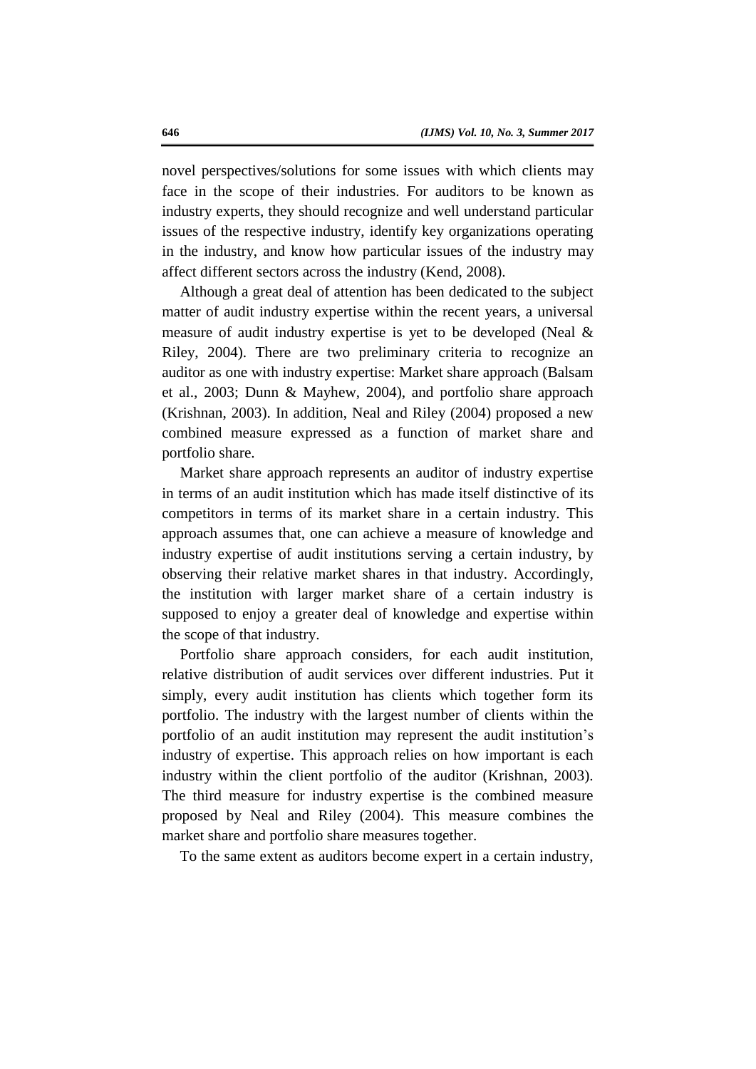novel perspectives/solutions for some issues with which clients may face in the scope of their industries. For auditors to be known as industry experts, they should recognize and well understand particular issues of the respective industry, identify key organizations operating in the industry, and know how particular issues of the industry may affect different sectors across the industry (Kend, 2008).

Although a great deal of attention has been dedicated to the subject matter of audit industry expertise within the recent years, a universal measure of audit industry expertise is yet to be developed (Neal & Riley, 2004). There are two preliminary criteria to recognize an auditor as one with industry expertise: Market share approach (Balsam et al., 2003; Dunn & Mayhew, 2004), and portfolio share approach (Krishnan, 2003). In addition, Neal and Riley (2004) proposed a new combined measure expressed as a function of market share and portfolio share.

Market share approach represents an auditor of industry expertise in terms of an audit institution which has made itself distinctive of its competitors in terms of its market share in a certain industry. This approach assumes that, one can achieve a measure of knowledge and industry expertise of audit institutions serving a certain industry, by observing their relative market shares in that industry. Accordingly, the institution with larger market share of a certain industry is supposed to enjoy a greater deal of knowledge and expertise within the scope of that industry.

Portfolio share approach considers, for each audit institution, relative distribution of audit services over different industries. Put it simply, every audit institution has clients which together form its portfolio. The industry with the largest number of clients within the portfolio of an audit institution may represent the audit institution's industry of expertise. This approach relies on how important is each industry within the client portfolio of the auditor (Krishnan, 2003). The third measure for industry expertise is the combined measure proposed by Neal and Riley (2004). This measure combines the market share and portfolio share measures together.

To the same extent as auditors become expert in a certain industry,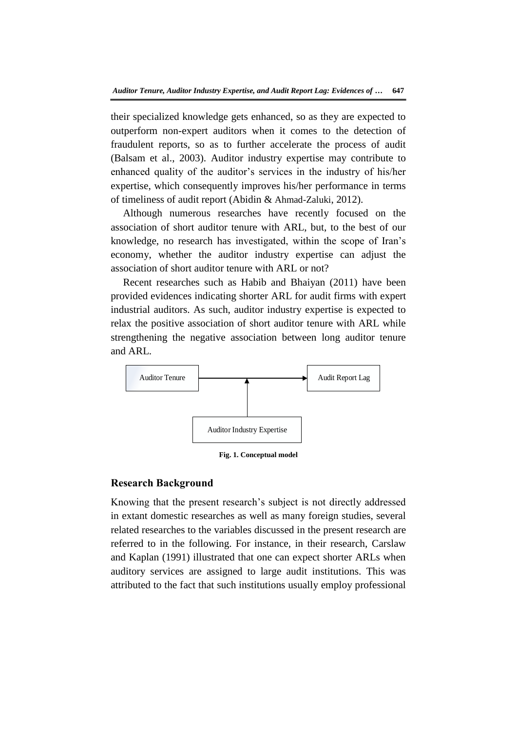their specialized knowledge gets enhanced, so as they are expected to outperform non-expert auditors when it comes to the detection of fraudulent reports, so as to further accelerate the process of audit (Balsam et al., 2003). Auditor industry expertise may contribute to enhanced quality of the auditor's services in the industry of his/her expertise, which consequently improves his/her performance in terms of timeliness of audit report (Abidin & Ahmad-Zaluki, 2012).

Although numerous researches have recently focused on the association of short auditor tenure with ARL, but, to the best of our knowledge, no research has investigated, within the scope of Iran's economy, whether the auditor industry expertise can adjust the association of short auditor tenure with ARL or not?

Recent researches such as Habib and Bhaiyan (2011) have been provided evidences indicating shorter ARL for audit firms with expert industrial auditors. As such, auditor industry expertise is expected to relax the positive association of short auditor tenure with ARL while strengthening the negative association between long auditor tenure and ARL.

Auditor Tenure → Audit Report Lag

Auditor Industry Expertise

**Fig. 1. Conceptual model**

## Research Background

Knowing that the present research's subject is not directly addressed in extant domestic researches as well as many foreign studies, several related researches to the variables discussed in the present research are referred to in the following. For instance, in their research, Carslaw and Kaplan (1991) illustrated that one can expect shorter ARLs when auditory services are assigned to large audit institutions. This was attributed to the fact that such institutions usually employ professional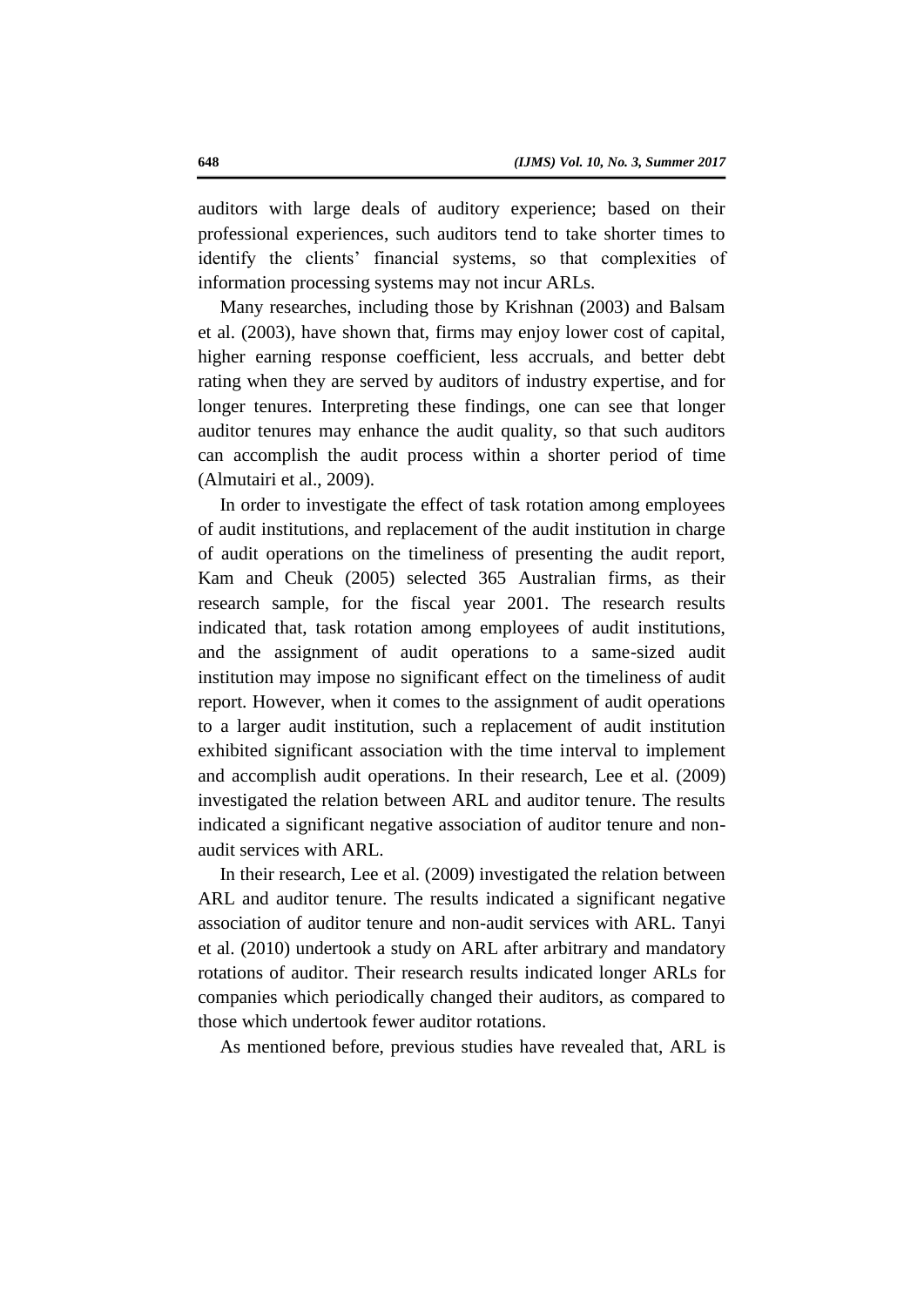auditors with large deals of auditory experience; based on their professional experiences, such auditors tend to take shorter times to identify the clients' financial systems, so that complexities of information processing systems may not incur ARLs.

Many researches, including those by Krishnan (2003) and Balsam et al. (2003), have shown that, firms may enjoy lower cost of capital, higher earning response coefficient, less accruals, and better debt rating when they are served by auditors of industry expertise, and for longer tenures. Interpreting these findings, one can see that longer auditor tenures may enhance the audit quality, so that such auditors can accomplish the audit process within a shorter period of time (Almutairi et al., 2009).

In order to investigate the effect of task rotation among employees of audit institutions, and replacement of the audit institution in charge of audit operations on the timeliness of presenting the audit report, Kam and Cheuk (2005) selected 365 Australian firms, as their research sample, for the fiscal year 2001. The research results indicated that, task rotation among employees of audit institutions, and the assignment of audit operations to a same-sized audit institution may impose no significant effect on the timeliness of audit report. However, when it comes to the assignment of audit operations to a larger audit institution, such a replacement of audit institution exhibited significant association with the time interval to implement and accomplish audit operations. In their research, Lee et al. (2009) investigated the relation between ARL and auditor tenure. The results indicated a significant negative association of auditor tenure and non-audit services with ARL.

In their research, Lee et al. (2009) investigated the relation between ARL and auditor tenure. The results indicated a significant negative association of auditor tenure and non-audit services with ARL. Tanyi et al. (2010) undertook a study on ARL after arbitrary and mandatory rotations of auditor. Their research results indicated longer ARLs for companies which periodically changed their auditors, as compared to those which undertook fewer auditor rotations.

As mentioned before, previous studies have revealed that, ARL is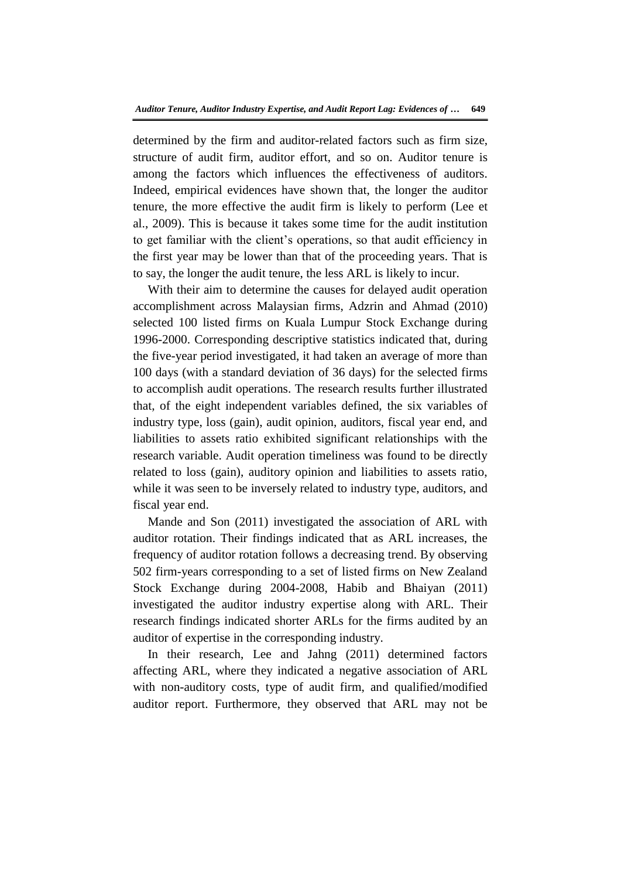determined by the firm and auditor-related factors such as firm size, structure of audit firm, auditor effort, and so on. Auditor tenure is among the factors which influences the effectiveness of auditors. Indeed, empirical evidences have shown that, the longer the auditor tenure, the more effective the audit firm is likely to perform (Lee et al., 2009). This is because it takes some time for the audit institution to get familiar with the client's operations, so that audit efficiency in the first year may be lower than that of the proceeding years. That is to say, the longer the audit tenure, the less ARL is likely to incur.

With their aim to determine the causes for delayed audit operation accomplishment across Malaysian firms, Adzrin and Ahmad (2010) selected 100 listed firms on Kuala Lumpur Stock Exchange during 1996-2000. Corresponding descriptive statistics indicated that, during the five-year period investigated, it had taken an average of more than 100 days (with a standard deviation of 36 days) for the selected firms to accomplish audit operations. The research results further illustrated that, of the eight independent variables defined, the six variables of industry type, loss (gain), audit opinion, auditors, fiscal year end, and liabilities to assets ratio exhibited significant relationships with the research variable. Audit operation timeliness was found to be directly related to loss (gain), auditory opinion and liabilities to assets ratio, while it was seen to be inversely related to industry type, auditors, and fiscal year end.

Mande and Son (2011) investigated the association of ARL with auditor rotation. Their findings indicated that as ARL increases, the frequency of auditor rotation follows a decreasing trend. By observing 502 firm-years corresponding to a set of listed firms on New Zealand Stock Exchange during 2004-2008, Habib and Bhaiyan (2011) investigated the auditor industry expertise along with ARL. Their research findings indicated shorter ARLs for the firms audited by an auditor of expertise in the corresponding industry.

In their research, Lee and Jahng (2011) determined factors affecting ARL, where they indicated a negative association of ARL with non-auditory costs, type of audit firm, and qualified/modified auditor report. Furthermore, they observed that ARL may not be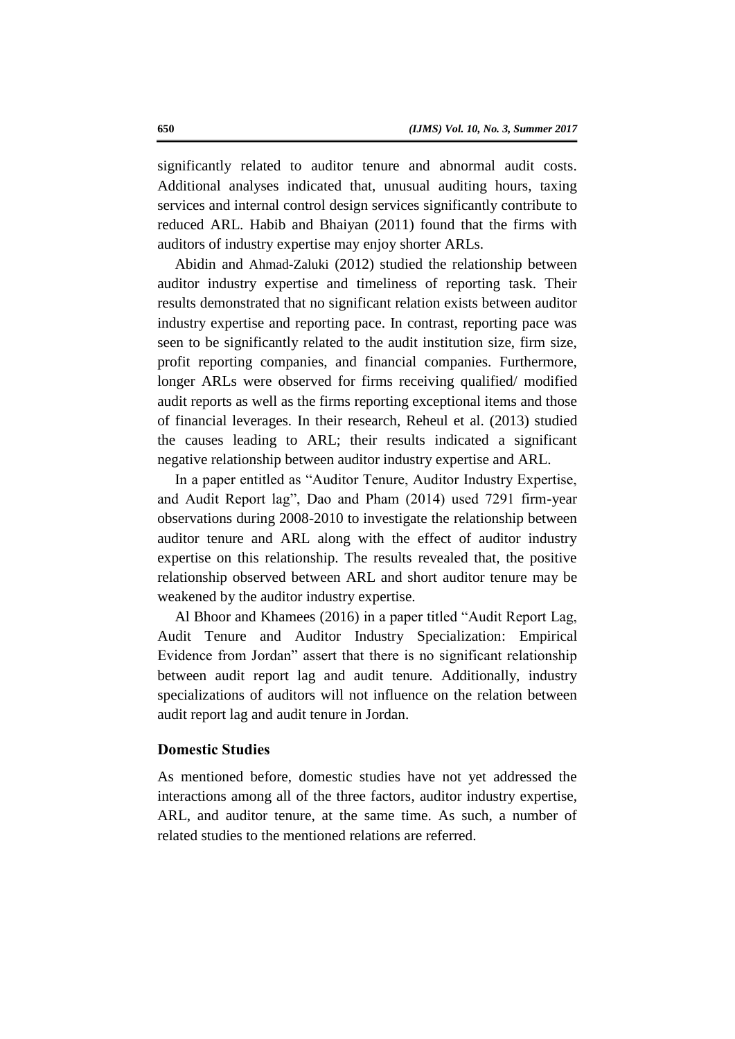significantly related to auditor tenure and abnormal audit costs. Additional analyses indicated that, unusual auditing hours, taxing services and internal control design services significantly contribute to reduced ARL. Habib and Bhaiyan (2011) found that the firms with auditors of industry expertise may enjoy shorter ARLs.

Abidin and Ahmad-Zaluki (2012) studied the relationship between auditor industry expertise and timeliness of reporting task. Their results demonstrated that no significant relation exists between auditor industry expertise and reporting pace. In contrast, reporting pace was seen to be significantly related to the audit institution size, firm size, profit reporting companies, and financial companies. Furthermore, longer ARLs were observed for firms receiving qualified/ modified audit reports as well as the firms reporting exceptional items and those of financial leverages. In their research, Reheul et al. (2013) studied the causes leading to ARL; their results indicated a significant negative relationship between auditor industry expertise and ARL.

In a paper entitled as "Auditor Tenure, Auditor Industry Expertise, and Audit Report lag", Dao and Pham (2014) used 7291 firm-year observations during 2008-2010 to investigate the relationship between auditor tenure and ARL along with the effect of auditor industry expertise on this relationship. The results revealed that, the positive relationship observed between ARL and short auditor tenure may be weakened by the auditor industry expertise.

Al Bhoor and Khamees (2016) in a paper titled "Audit Report Lag, Audit Tenure and Auditor Industry Specialization: Empirical Evidence from Jordan" assert that there is no significant relationship between audit report lag and audit tenure. Additionally, industry specializations of auditors will not influence on the relation between audit report lag and audit tenure in Jordan.

### Domestic Studies

As mentioned before, domestic studies have not yet addressed the interactions among all of the three factors, auditor industry expertise, ARL, and auditor tenure, at the same time. As such, a number of related studies to the mentioned relations are referred.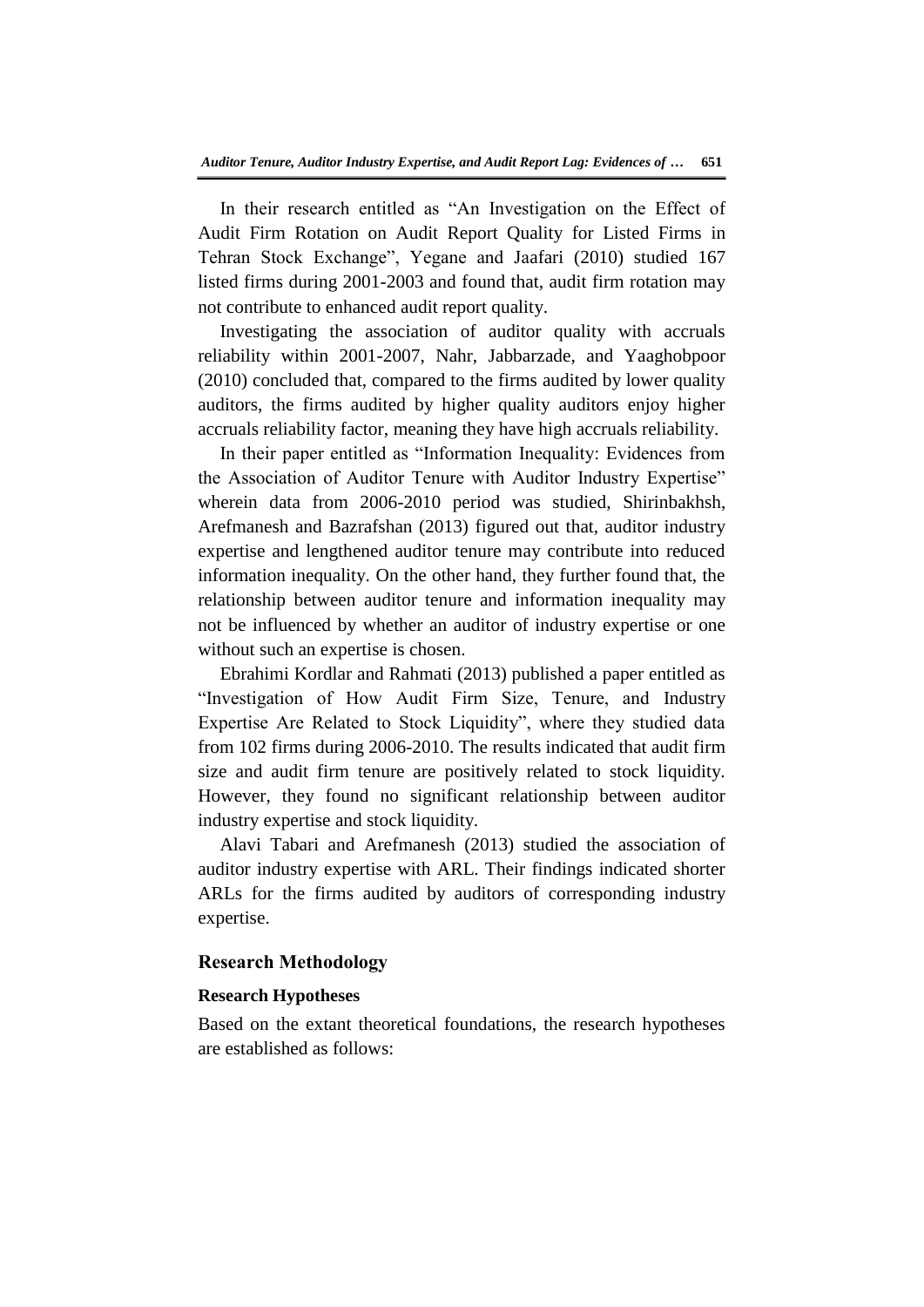In their research entitled as "An Investigation on the Effect of Audit Firm Rotation on Audit Report Quality for Listed Firms in Tehran Stock Exchange", Yegane and Jaafari (2010) studied 167 listed firms during 2001-2003 and found that, audit firm rotation may not contribute to enhanced audit report quality.

Investigating the association of auditor quality with accruals reliability within 2001-2007, Nahr, Jabbarzade, and Yaaghobpoor (2010) concluded that, compared to the firms audited by lower quality auditors, the firms audited by higher quality auditors enjoy higher accruals reliability factor, meaning they have high accruals reliability.

In their paper entitled as "Information Inequality: Evidences from the Association of Auditor Tenure with Auditor Industry Expertise" wherein data from 2006-2010 period was studied, Shirinbakhsh, Arefmanesh and Bazrafshan (2013) figured out that, auditor industry expertise and lengthened auditor tenure may contribute into reduced information inequality. On the other hand, they further found that, the relationship between auditor tenure and information inequality may not be influenced by whether an auditor of industry expertise or one without such an expertise is chosen.

Ebrahimi Kordlar and Rahmati (2013) published a paper entitled as "Investigation of How Audit Firm Size, Tenure, and Industry Expertise Are Related to Stock Liquidity", where they studied data from 102 firms during 2006-2010. The results indicated that audit firm size and audit firm tenure are positively related to stock liquidity. However, they found no significant relationship between auditor industry expertise and stock liquidity.

Alavi Tabari and Arefmanesh (2013) studied the association of auditor industry expertise with ARL. Their findings indicated shorter ARLs for the firms audited by auditors of corresponding industry expertise.

## Research Methodology

### Research Hypotheses

Based on the extant theoretical foundations, the research hypotheses are established as follows: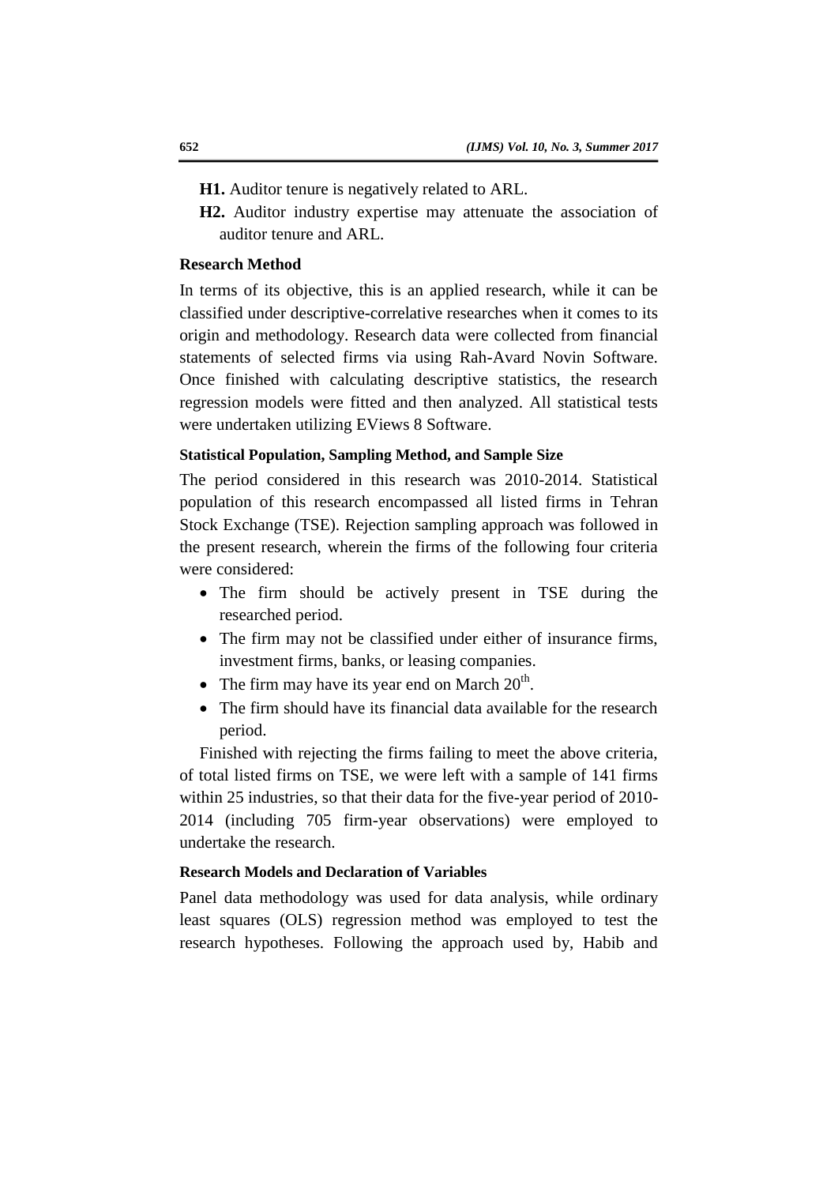**H1.** Auditor tenure is negatively related to ARL.

**H2.** Auditor industry expertise may attenuate the association of auditor tenure and ARL.

## Research Method

In terms of its objective, this is an applied research, while it can be classified under descriptive-correlative researches when it comes to its origin and methodology. Research data were collected from financial statements of selected firms via using Rah-Avard Novin Software. Once finished with calculating descriptive statistics, the research regression models were fitted and then analyzed. All statistical tests were undertaken utilizing EViews 8 Software.

### Statistical Population, Sampling Method, and Sample Size

The period considered in this research was 2010-2014. Statistical population of this research encompassed all listed firms in Tehran Stock Exchange (TSE). Rejection sampling approach was followed in the present research, wherein the firms of the following four criteria were considered:

- The firm should be actively present in TSE during the researched period.
- The firm may not be classified under either of insurance firms, investment firms, banks, or leasing companies.
- The firm may have its year end on March 20th.
- The firm should have its financial data available for the research period.

Finished with rejecting the firms failing to meet the above criteria, of total listed firms on TSE, we were left with a sample of 141 firms within 25 industries, so that their data for the five-year period of 2010-2014 (including 705 firm-year observations) were employed to undertake the research.

### Research Models and Declaration of Variables

Panel data methodology was used for data analysis, while ordinary least squares (OLS) regression method was employed to test the research hypotheses. Following the approach used by, Habib and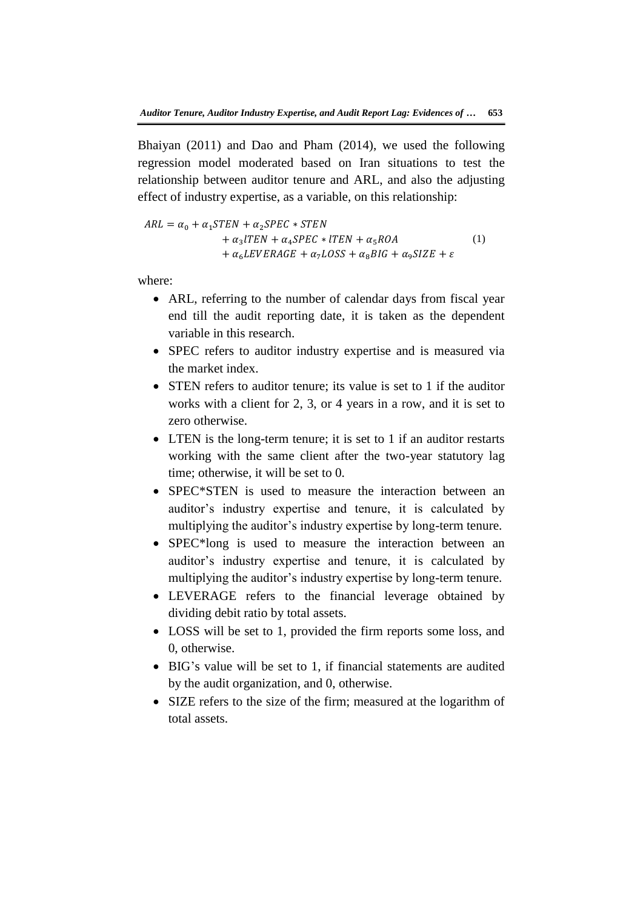Bhaiyan (2011) and Dao and Pham (2014), we used the following regression model moderated based on Iran situations to test the relationship between auditor tenure and ARL, and also the adjusting effect of industry expertise, as a variable, on this relationship:

$$
\begin{aligned}
ARL = \alpha_0 + \alpha_1 STEN + \alpha_2 SPEC * STEN \\
+ \alpha_3 lTEN + \alpha_4 SPEC * lTEN + \alpha_5 ROA \\
+ \alpha_6 LEVERAGE + \alpha_7 LOSS + \alpha_8 BIG + \alpha_9 SIZE + \varepsilon
\end{aligned}
\tag{1}
$$

where:

- ARL, referring to the number of calendar days from fiscal year end till the audit reporting date, it is taken as the dependent variable in this research.
- SPEC refers to auditor industry expertise and is measured via the market index.
- STEN refers to auditor tenure; its value is set to 1 if the auditor works with a client for 2, 3, or 4 years in a row, and it is set to zero otherwise.
- LTEN is the long-term tenure; it is set to 1 if an auditor restarts working with the same client after the two-year statutory lag time; otherwise, it will be set to 0.
- SPEC*STEN is used to measure the interaction between an auditor's industry expertise and tenure, it is calculated by multiplying the auditor's industry expertise by long-term tenure.
- SPEC*long is used to measure the interaction between an auditor's industry expertise and tenure, it is calculated by multiplying the auditor's industry expertise by long-term tenure.
- LEVERAGE refers to the financial leverage obtained by dividing debit ratio by total assets.
- LOSS will be set to 1, provided the firm reports some loss, and 0, otherwise.
- BIG's value will be set to 1, if financial statements are audited by the audit organization, and 0, otherwise.
- SIZE refers to the size of the firm; measured at the logarithm of total assets.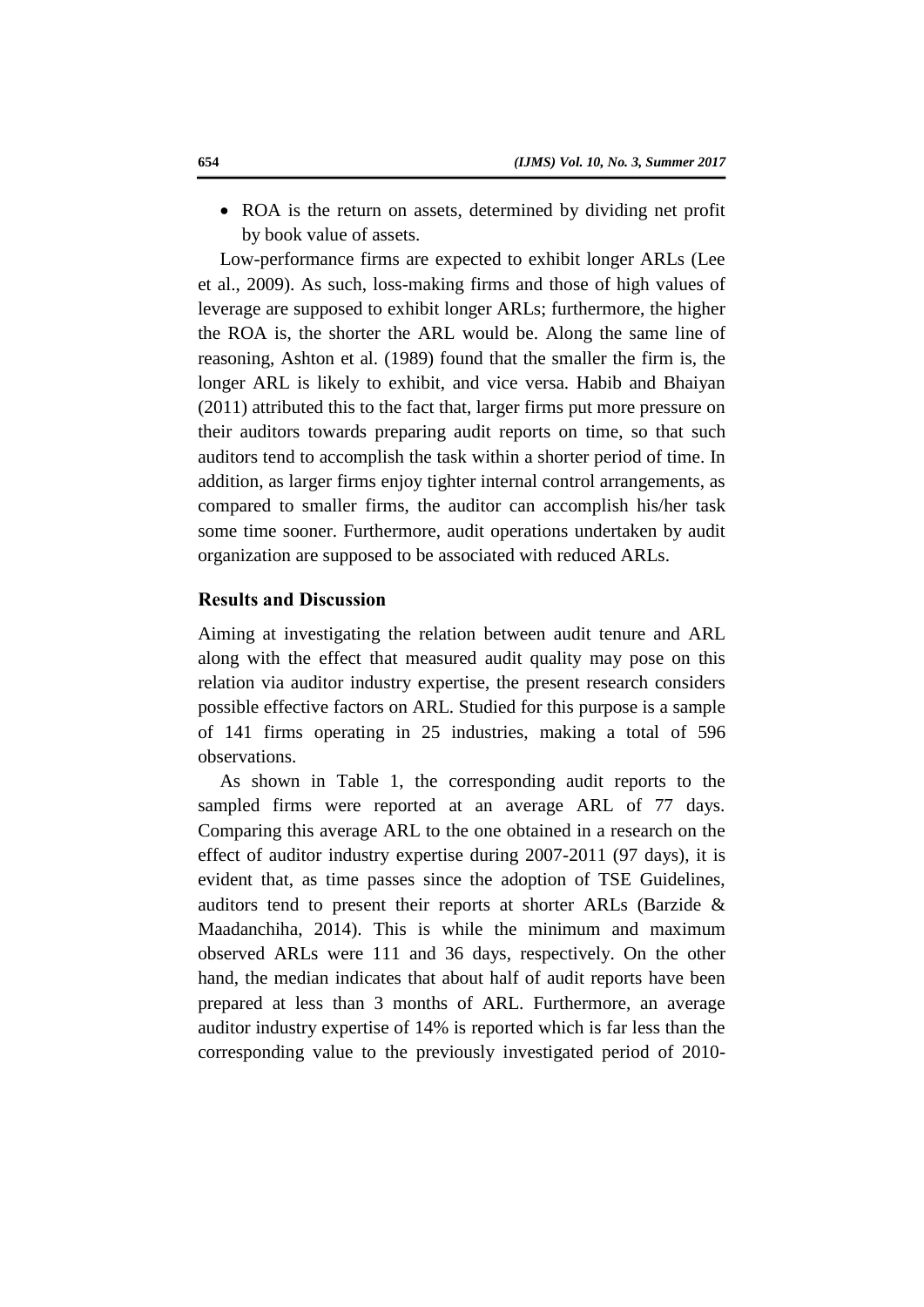- ROA is the return on assets, determined by dividing net profit by book value of assets.

Low-performance firms are expected to exhibit longer ARLs (Lee et al., 2009). As such, loss-making firms and those of high values of leverage are supposed to exhibit longer ARLs; furthermore, the higher the ROA is, the shorter the ARL would be. Along the same line of reasoning, Ashton et al. (1989) found that the smaller the firm is, the longer ARL is likely to exhibit, and vice versa. Habib and Bhaiyan (2011) attributed this to the fact that, larger firms put more pressure on their auditors towards preparing audit reports on time, so that such auditors tend to accomplish the task within a shorter period of time. In addition, as larger firms enjoy tighter internal control arrangements, as compared to smaller firms, the auditor can accomplish his/her task some time sooner. Furthermore, audit operations undertaken by audit organization are supposed to be associated with reduced ARLs.

## Results and Discussion

Aiming at investigating the relation between audit tenure and ARL along with the effect that measured audit quality may pose on this relation via auditor industry expertise, the present research considers possible effective factors on ARL. Studied for this purpose is a sample of 141 firms operating in 25 industries, making a total of 596 observations.

As shown in Table 1, the corresponding audit reports to the sampled firms were reported at an average ARL of 77 days. Comparing this average ARL to the one obtained in a research on the effect of auditor industry expertise during 2007-2011 (97 days), it is evident that, as time passes since the adoption of TSE Guidelines, auditors tend to present their reports at shorter ARLs (Barzide & Maadanchiha, 2014). This is while the minimum and maximum observed ARLs were 111 and 36 days, respectively. On the other hand, the median indicates that about half of audit reports have been prepared at less than 3 months of ARL. Furthermore, an average auditor industry expertise of 14% is reported which is far less than the corresponding value to the previously investigated period of 2010-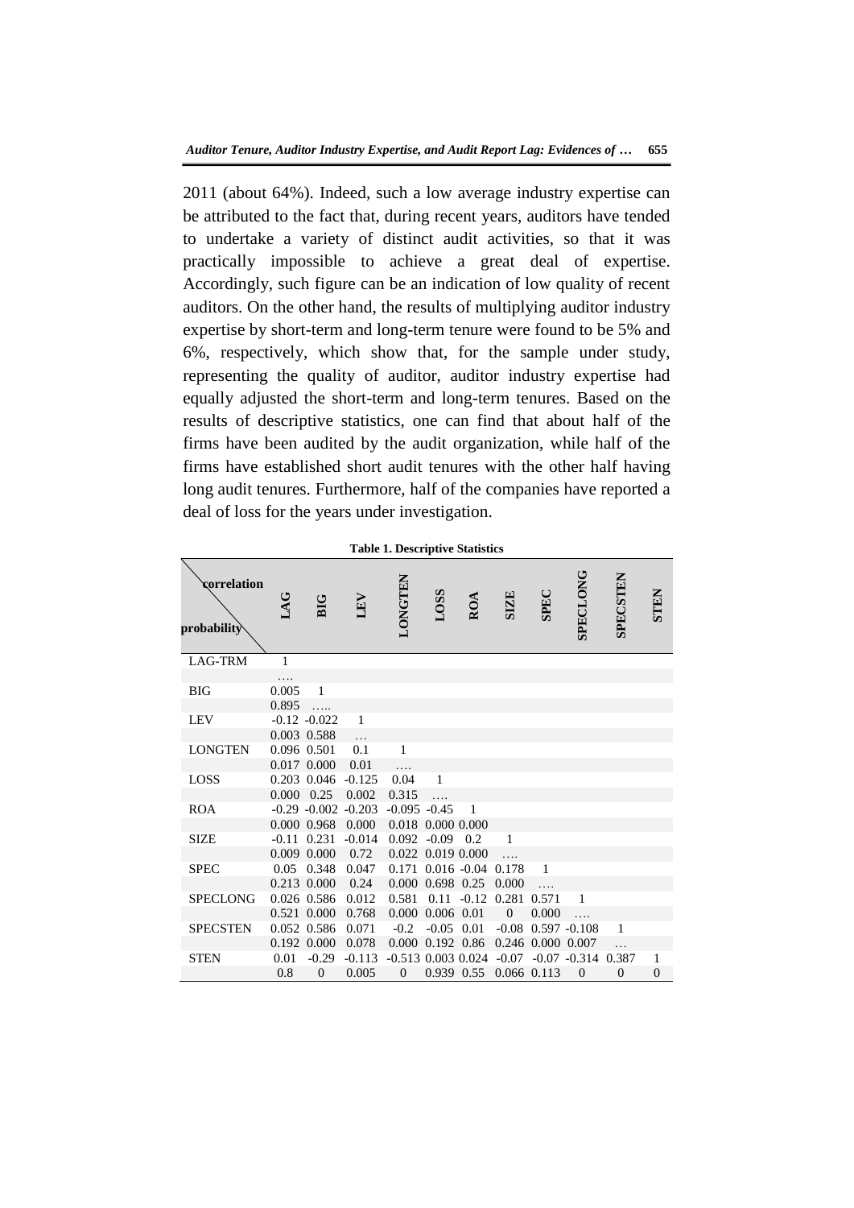2011 (about 64%). Indeed, such a low average industry expertise can be attributed to the fact that, during recent years, auditors have tended to undertake a variety of distinct audit activities, so that it was practically impossible to achieve a great deal of expertise. Accordingly, such figure can be an indication of low quality of recent auditors. On the other hand, the results of multiplying auditor industry expertise by short-term and long-term tenure were found to be 5% and 6%, respectively, which show that, for the sample under study, representing the quality of auditor, auditor industry expertise had equally adjusted the short-term and long-term tenures. Based on the results of descriptive statistics, one can find that about half of the firms have been audited by the audit organization, while half of the firms have established short audit tenures with the other half having long audit tenures. Furthermore, half of the companies have reported a deal of loss for the years under investigation.

**Table 1. Descriptive Statistics**

| correlation / probability | LAG | BIG | LEV | LONGTEN | LOSS | ROA | SIZE | SPEC | SPECLONG | SPECSTEN | STEN |
|---|---|---|---|---|---|---|---|---|---|---|---|
| LAG-TRM | 1 | | | | | | | | | | |
| | …. | | | | | | | | | | |
| BIG | 0.005 | 1 | | | | | | | | | |
| | 0.895 | ….. | | | | | | | | | |
| LEV | -0.12 | -0.022 | 1 | | | | | | | | |
| | 0.003 | 0.588 | … | | | | | | | | |
| LONGTEN | 0.096 | 0.501 | 0.1 | 1 | | | | | | | |
| | 0.017 | 0.000 | 0.01 | …. | | | | | | | |
| LOSS | 0.203 | 0.046 | -0.125 | 0.04 | 1 | | | | | | |
| | 0.000 | 0.25 | 0.002 | 0.315 | …. | | | | | | |
| ROA | -0.29 | -0.002 | -0.203 | -0.095 | -0.45 | 1 | | | | | |
| | 0.000 | 0.968 | 0.000 | 0.018 | 0.000 | 0.000 | | | | | |
| SIZE | -0.11 | 0.231 | -0.014 | 0.092 | -0.09 | 0.2 | 1 | | | | |
| | 0.009 | 0.000 | 0.72 | 0.022 | 0.019 | 0.000 | …. | | | | |
| SPEC | 0.05 | 0.348 | 0.047 | 0.171 | 0.016 | -0.04 | 0.178 | 1 | | | |
| | 0.213 | 0.000 | 0.24 | 0.000 | 0.698 | 0.25 | 0.000 | …. | | | |
| SPECLONG | 0.026 | 0.586 | 0.012 | 0.581 | 0.11 | -0.12 | 0.281 | 0.571 | 1 | | |
| | 0.521 | 0.000 | 0.768 | 0.000 | 0.006 | 0.01 | 0 | 0.000 | …. | | |
| SPECSTEN | 0.052 | 0.586 | 0.071 | -0.2 | -0.05 | 0.01 | -0.08 | 0.597 | -0.108 | 1 | |
| | 0.192 | 0.000 | 0.078 | 0.000 | 0.192 | 0.86 | 0.246 | 0.000 | 0.007 | … | |
| STEN | 0.01 | -0.29 | -0.113 | -0.513 | 0.003 | 0.024 | -0.07 | -0.07 | -0.314 | 0.387 | 1 |
| | 0.8 | 0 | 0.005 | 0 | 0.939 | 0.55 | 0.066 | 0.113 | 0 | 0 | 0 |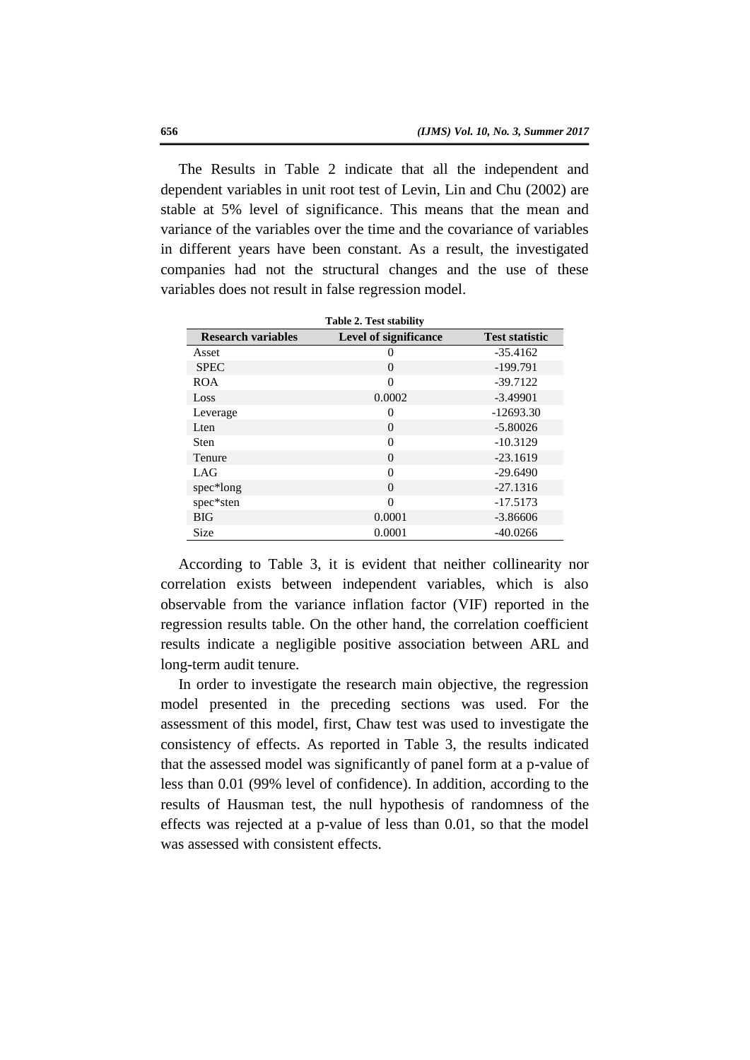The Results in Table 2 indicate that all the independent and dependent variables in unit root test of Levin, Lin and Chu (2002) are stable at 5% level of significance. This means that the mean and variance of the variables over the time and the covariance of variables in different years have been constant. As a result, the investigated companies had not the structural changes and the use of these variables does not result in false regression model.

**Table 2. Test stability**

| Research variables | Level of significance | Test statistic |
|---|---|---|
| Asset | 0 | -35.4162 |
| SPEC | 0 | -199.791 |
| ROA | 0 | -39.7122 |
| Loss | 0.0002 | -3.49901 |
| Leverage | 0 | -12693.30 |
| Lten | 0 | -5.80026 |
| Sten | 0 | -10.3129 |
| Tenure | 0 | -23.1619 |
| LAG | 0 | -29.6490 |
| spec*long | 0 | -27.1316 |
| spec*sten | 0 | -17.5173 |
| BIG | 0.0001 | -3.86606 |
| Size | 0.0001 | -40.0266 |

According to Table 3, it is evident that neither collinearity nor correlation exists between independent variables, which is also observable from the variance inflation factor (VIF) reported in the regression results table. On the other hand, the correlation coefficient results indicate a negligible positive association between ARL and long-term audit tenure.

In order to investigate the research main objective, the regression model presented in the preceding sections was used. For the assessment of this model, first, Chaw test was used to investigate the consistency of effects. As reported in Table 3, the results indicated that the assessed model was significantly of panel form at a p-value of less than 0.01 (99% level of confidence). In addition, according to the results of Hausman test, the null hypothesis of randomness of the effects was rejected at a p-value of less than 0.01, so that the model was assessed with consistent effects.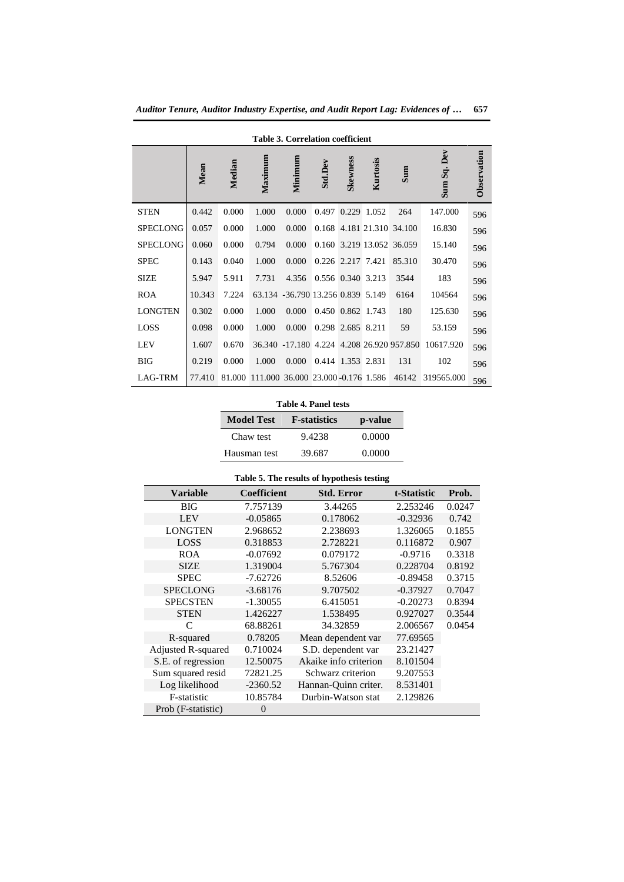**Table 3. Correlation coefficient**

| | Mean | Median | Maximum | Minimum | Std.Dev | Skewness | Kurtosis | Sum | Sum Sq. Dev | Observation |
|---|---|---|---|---|---|---|---|---|---|---|
| STEN | 0.442 | 0.000 | 1.000 | 0.000 | 0.497 | 0.229 | 1.052 | 264 | 147.000 | 596 |
| SPECLONG | 0.057 | 0.000 | 1.000 | 0.000 | 0.168 | 4.181 | 21.310 | 34.100 | 16.830 | 596 |
| SPECLONG | 0.060 | 0.000 | 0.794 | 0.000 | 0.160 | 3.219 | 13.052 | 36.059 | 15.140 | 596 |
| SPEC | 0.143 | 0.040 | 1.000 | 0.000 | 0.226 | 2.217 | 7.421 | 85.310 | 30.470 | 596 |
| SIZE | 5.947 | 5.911 | 7.731 | 4.356 | 0.556 | 0.340 | 3.213 | 3544 | 183 | 596 |
| ROA | 10.343 | 7.224 | 63.134 | -36.790 | 13.256 | 0.839 | 5.149 | 6164 | 104564 | 596 |
| LONGTEN | 0.302 | 0.000 | 1.000 | 0.000 | 0.450 | 0.862 | 1.743 | 180 | 125.630 | 596 |
| LOSS | 0.098 | 0.000 | 1.000 | 0.000 | 0.298 | 2.685 | 8.211 | 59 | 53.159 | 596 |
| LEV | 1.607 | 0.670 | 36.340 | -17.180 | 4.224 | 4.208 | 26.920 | 957.850 | 10617.920 | 596 |
| BIG | 0.219 | 0.000 | 1.000 | 0.000 | 0.414 | 1.353 | 2.831 | 131 | 102 | 596 |
| LAG-TRM | 77.410 | 81.000 | 111.000 | 36.000 | 23.000 | -0.176 | 1.586 | 46142 | 319565.000 | 596 |

**Table 4. Panel tests**

| Model Test | F-statistics | p-value |
|---|---|---|
| Chaw test | 9.4238 | 0.0000 |
| Hausman test | 39.687 | 0.0000 |

**Table 5. The results of hypothesis testing**

| Variable | Coefficient | Std. Error | t-Statistic | Prob. |
|---|---|---|---|---|
| BIG | 7.757139 | 3.44265 | 2.253246 | 0.0247 |
| LEV | -0.05865 | 0.178062 | -0.32936 | 0.742 |
| LONGTEN | 2.968652 | 2.238693 | 1.326065 | 0.1855 |
| LOSS | 0.318853 | 2.728221 | 0.116872 | 0.907 |
| ROA | -0.07692 | 0.079172 | -0.9716 | 0.3318 |
| SIZE | 1.319004 | 5.767304 | 0.228704 | 0.8192 |
| SPEC | -7.62726 | 8.52606 | -0.89458 | 0.3715 |
| SPECLONG | -3.68176 | 9.707502 | -0.37927 | 0.7047 |
| SPECSTEN | -1.30055 | 6.415051 | -0.20273 | 0.8394 |
| STEN | 1.426227 | 1.538495 | 0.927027 | 0.3544 |
| C | 68.88261 | 34.32859 | 2.006567 | 0.0454 |
| R-squared | 0.78205 | Mean dependent var | 77.69565 | |
| Adjusted R-squared | 0.710024 | S.D. dependent var | 23.21427 | |
| S.E. of regression | 12.50075 | Akaike info criterion | 8.101504 | |
| Sum squared resid | 72821.25 | Schwarz criterion | 9.207553 | |
| Log likelihood | -2360.52 | Hannan-Quinn criter. | 8.531401 | |
| F-statistic | 10.85784 | Durbin-Watson stat | 2.129826 | |
| Prob (F-statistic) | 0 | | | |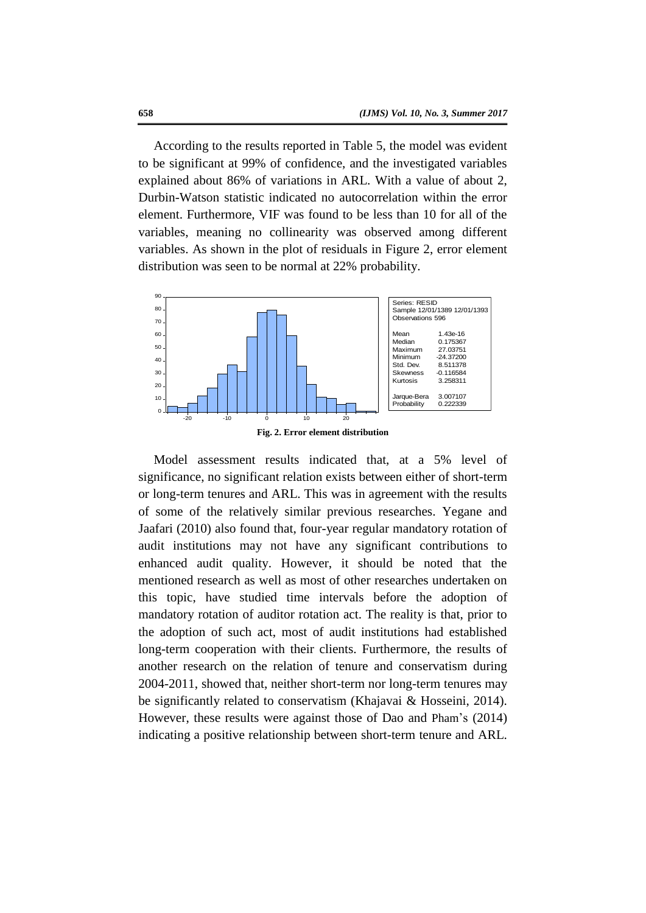According to the results reported in Table 5, the model was evident to be significant at 99% of confidence, and the investigated variables explained about 86% of variations in ARL. With a value of about 2, Durbin-Watson statistic indicated no autocorrelation within the error element. Furthermore, VIF was found to be less than 10 for all of the variables, meaning no collinearity was observed among different variables. As shown in the plot of residuals in Figure 2, error element distribution was seen to be normal at 22% probability.

| Series: RESID | |
|---|---|
| Sample 12/01/1389 12/01/1393 | |
| Observations 596 | |
| Mean | 1.43e-16 |
| Median | 0.175367 |
| Maximum | 27.03751 |
| Minimum | -24.37200 |
| Std. Dev. | 8.511378 |
| Skewness | -0.116584 |
| Kurtosis | 3.258311 |
| Jarque-Bera | 3.007107 |
| Probability | 0.222339 |

**Fig. 2. Error element distribution**

Model assessment results indicated that, at a 5% level of significance, no significant relation exists between either of short-term or long-term tenures and ARL. This was in agreement with the results of some of the relatively similar previous researches. Yegane and Jaafari (2010) also found that, four-year regular mandatory rotation of audit institutions may not have any significant contributions to enhanced audit quality. However, it should be noted that the mentioned research as well as most of other researches undertaken on this topic, have studied time intervals before the adoption of mandatory rotation of auditor rotation act. The reality is that, prior to the adoption of such act, most of audit institutions had established long-term cooperation with their clients. Furthermore, the results of another research on the relation of tenure and conservatism during 2004-2011, showed that, neither short-term nor long-term tenures may be significantly related to conservatism (Khajavai & Hosseini, 2014). However, these results were against those of Dao and Pham's (2014) indicating a positive relationship between short-term tenure and ARL.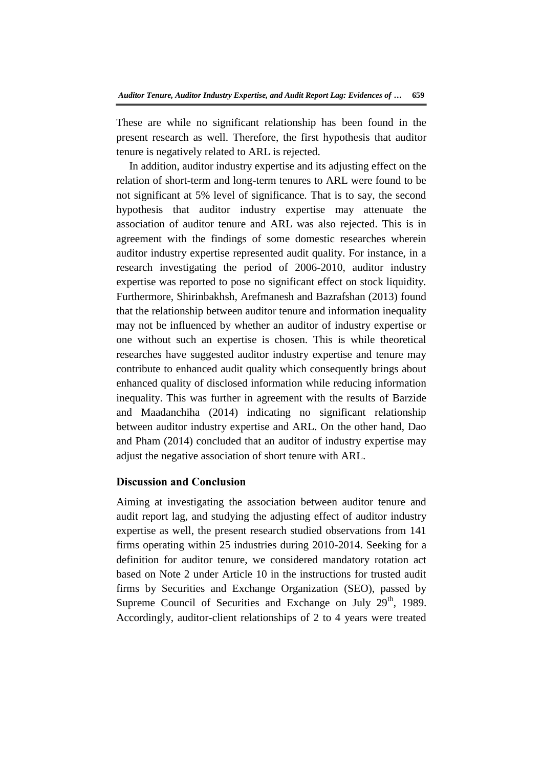These are while no significant relationship has been found in the present research as well. Therefore, the first hypothesis that auditor tenure is negatively related to ARL is rejected.

In addition, auditor industry expertise and its adjusting effect on the relation of short-term and long-term tenures to ARL were found to be not significant at 5% level of significance. That is to say, the second hypothesis that auditor industry expertise may attenuate the association of auditor tenure and ARL was also rejected. This is in agreement with the findings of some domestic researches wherein auditor industry expertise represented audit quality. For instance, in a research investigating the period of 2006-2010, auditor industry expertise was reported to pose no significant effect on stock liquidity. Furthermore, Shirinbakhsh, Arefmanesh and Bazrafshan (2013) found that the relationship between auditor tenure and information inequality may not be influenced by whether an auditor of industry expertise or one without such an expertise is chosen. This is while theoretical researches have suggested auditor industry expertise and tenure may contribute to enhanced audit quality which consequently brings about enhanced quality of disclosed information while reducing information inequality. This was further in agreement with the results of Barzide and Maadanchiha (2014) indicating no significant relationship between auditor industry expertise and ARL. On the other hand, Dao and Pham (2014) concluded that an auditor of industry expertise may adjust the negative association of short tenure with ARL.

## Discussion and Conclusion

Aiming at investigating the association between auditor tenure and audit report lag, and studying the adjusting effect of auditor industry expertise as well, the present research studied observations from 141 firms operating within 25 industries during 2010-2014. Seeking for a definition for auditor tenure, we considered mandatory rotation act based on Note 2 under Article 10 in the instructions for trusted audit firms by Securities and Exchange Organization (SEO), passed by Supreme Council of Securities and Exchange on July 29th, 1989. Accordingly, auditor-client relationships of 2 to 4 years were treated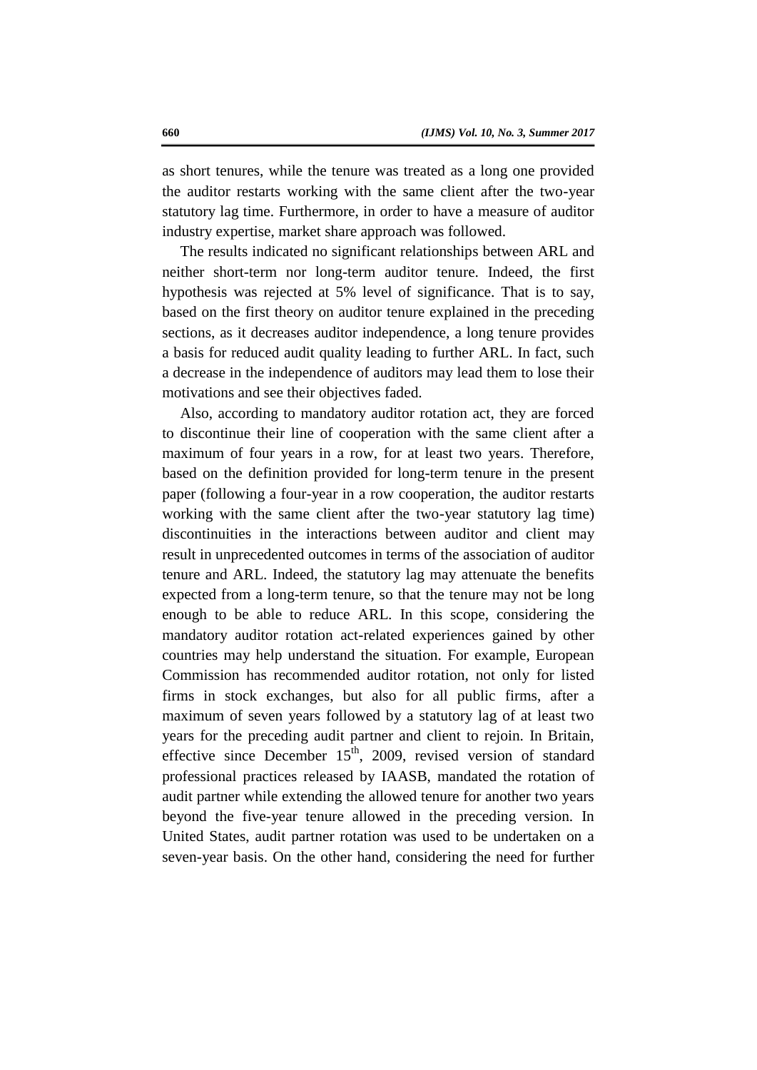as short tenures, while the tenure was treated as a long one provided the auditor restarts working with the same client after the two-year statutory lag time. Furthermore, in order to have a measure of auditor industry expertise, market share approach was followed.

The results indicated no significant relationships between ARL and neither short-term nor long-term auditor tenure. Indeed, the first hypothesis was rejected at 5% level of significance. That is to say, based on the first theory on auditor tenure explained in the preceding sections, as it decreases auditor independence, a long tenure provides a basis for reduced audit quality leading to further ARL. In fact, such a decrease in the independence of auditors may lead them to lose their motivations and see their objectives faded.

Also, according to mandatory auditor rotation act, they are forced to discontinue their line of cooperation with the same client after a maximum of four years in a row, for at least two years. Therefore, based on the definition provided for long-term tenure in the present paper (following a four-year in a row cooperation, the auditor restarts working with the same client after the two-year statutory lag time) discontinuities in the interactions between auditor and client may result in unprecedented outcomes in terms of the association of auditor tenure and ARL. Indeed, the statutory lag may attenuate the benefits expected from a long-term tenure, so that the tenure may not be long enough to be able to reduce ARL. In this scope, considering the mandatory auditor rotation act-related experiences gained by other countries may help understand the situation. For example, European Commission has recommended auditor rotation, not only for listed firms in stock exchanges, but also for all public firms, after a maximum of seven years followed by a statutory lag of at least two years for the preceding audit partner and client to rejoin. In Britain, effective since December 15th, 2009, revised version of standard professional practices released by IAASB, mandated the rotation of audit partner while extending the allowed tenure for another two years beyond the five-year tenure allowed in the preceding version. In United States, audit partner rotation was used to be undertaken on a seven-year basis. On the other hand, considering the need for further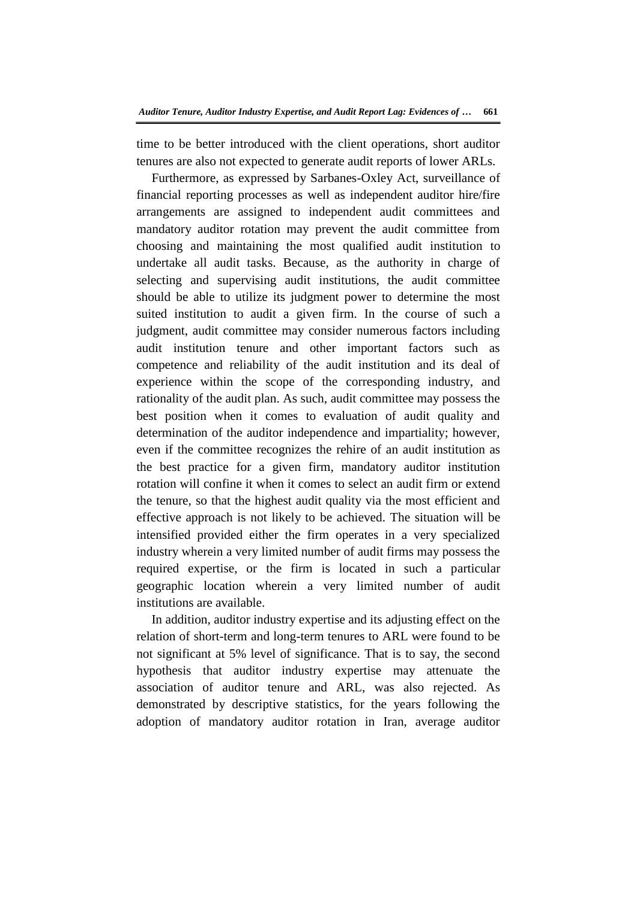time to be better introduced with the client operations, short auditor tenures are also not expected to generate audit reports of lower ARLs.

Furthermore, as expressed by Sarbanes-Oxley Act, surveillance of financial reporting processes as well as independent auditor hire/fire arrangements are assigned to independent audit committees and mandatory auditor rotation may prevent the audit committee from choosing and maintaining the most qualified audit institution to undertake all audit tasks. Because, as the authority in charge of selecting and supervising audit institutions, the audit committee should be able to utilize its judgment power to determine the most suited institution to audit a given firm. In the course of such a judgment, audit committee may consider numerous factors including audit institution tenure and other important factors such as competence and reliability of the audit institution and its deal of experience within the scope of the corresponding industry, and rationality of the audit plan. As such, audit committee may possess the best position when it comes to evaluation of audit quality and determination of the auditor independence and impartiality; however, even if the committee recognizes the rehire of an audit institution as the best practice for a given firm, mandatory auditor institution rotation will confine it when it comes to select an audit firm or extend the tenure, so that the highest audit quality via the most efficient and effective approach is not likely to be achieved. The situation will be intensified provided either the firm operates in a very specialized industry wherein a very limited number of audit firms may possess the required expertise, or the firm is located in such a particular geographic location wherein a very limited number of audit institutions are available.

In addition, auditor industry expertise and its adjusting effect on the relation of short-term and long-term tenures to ARL were found to be not significant at 5% level of significance. That is to say, the second hypothesis that auditor industry expertise may attenuate the association of auditor tenure and ARL, was also rejected. As demonstrated by descriptive statistics, for the years following the adoption of mandatory auditor rotation in Iran, average auditor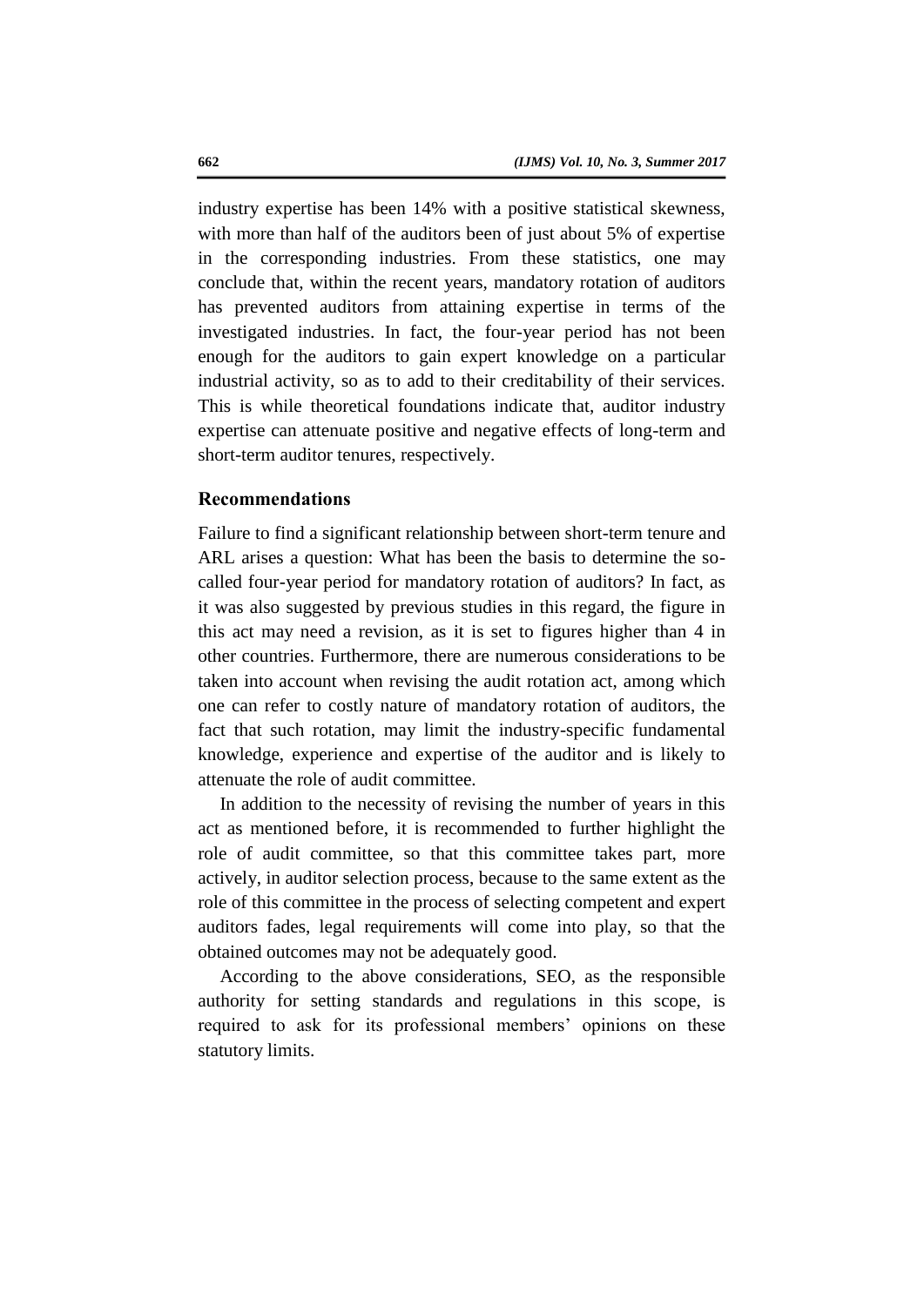industry expertise has been 14% with a positive statistical skewness, with more than half of the auditors been of just about 5% of expertise in the corresponding industries. From these statistics, one may conclude that, within the recent years, mandatory rotation of auditors has prevented auditors from attaining expertise in terms of the investigated industries. In fact, the four-year period has not been enough for the auditors to gain expert knowledge on a particular industrial activity, so as to add to their creditability of their services. This is while theoretical foundations indicate that, auditor industry expertise can attenuate positive and negative effects of long-term and short-term auditor tenures, respectively.

## Recommendations

Failure to find a significant relationship between short-term tenure and ARL arises a question: What has been the basis to determine the so-called four-year period for mandatory rotation of auditors? In fact, as it was also suggested by previous studies in this regard, the figure in this act may need a revision, as it is set to figures higher than 4 in other countries. Furthermore, there are numerous considerations to be taken into account when revising the audit rotation act, among which one can refer to costly nature of mandatory rotation of auditors, the fact that such rotation, may limit the industry-specific fundamental knowledge, experience and expertise of the auditor and is likely to attenuate the role of audit committee.

In addition to the necessity of revising the number of years in this act as mentioned before, it is recommended to further highlight the role of audit committee, so that this committee takes part, more actively, in auditor selection process, because to the same extent as the role of this committee in the process of selecting competent and expert auditors fades, legal requirements will come into play, so that the obtained outcomes may not be adequately good.

According to the above considerations, SEO, as the responsible authority for setting standards and regulations in this scope, is required to ask for its professional members' opinions on these statutory limits.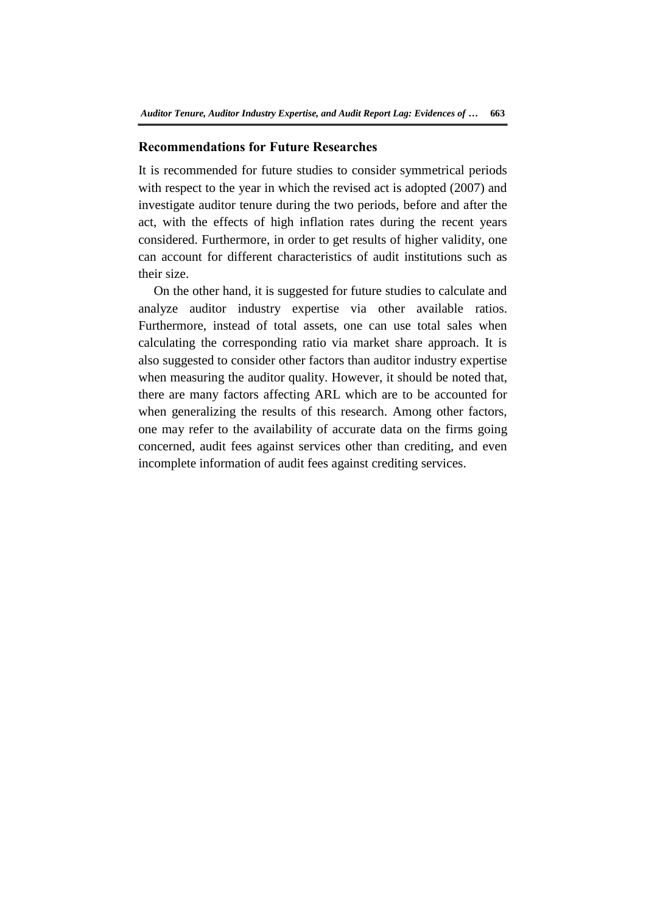## Recommendations for Future Researches

It is recommended for future studies to consider symmetrical periods with respect to the year in which the revised act is adopted (2007) and investigate auditor tenure during the two periods, before and after the act, with the effects of high inflation rates during the recent years considered. Furthermore, in order to get results of higher validity, one can account for different characteristics of audit institutions such as their size.

On the other hand, it is suggested for future studies to calculate and analyze auditor industry expertise via other available ratios. Furthermore, instead of total assets, one can use total sales when calculating the corresponding ratio via market share approach. It is also suggested to consider other factors than auditor industry expertise when measuring the auditor quality. However, it should be noted that, there are many factors affecting ARL which are to be accounted for when generalizing the results of this research. Among other factors, one may refer to the availability of accurate data on the firms going concerned, audit fees against services other than crediting, and even incomplete information of audit fees against crediting services.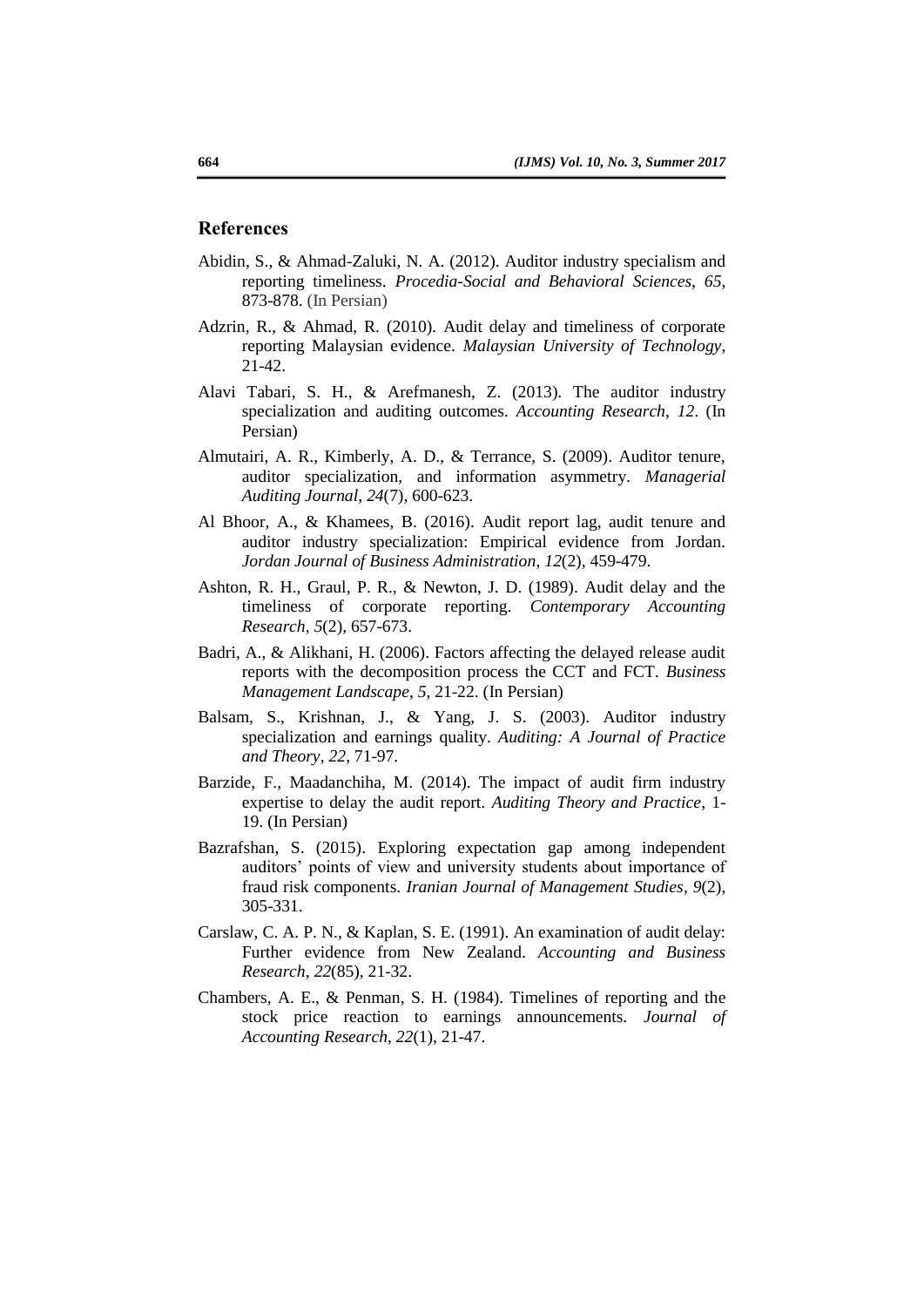## References

Abidin, S., & Ahmad-Zaluki, N. A. (2012). Auditor industry specialism and reporting timeliness. *Procedia-Social and Behavioral Sciences*, *65*, 873-878. (In Persian)

Adzrin, R., & Ahmad, R. (2010). Audit delay and timeliness of corporate reporting Malaysian evidence. *Malaysian University of Technology*, 21-42.

Alavi Tabari, S. H., & Arefmanesh, Z. (2013). The auditor industry specialization and auditing outcomes. *Accounting Research*, *12*. (In Persian)

Almutairi, A. R., Kimberly, A. D., & Terrance, S. (2009). Auditor tenure, auditor specialization, and information asymmetry. *Managerial Auditing Journal*, *24*(7), 600-623.

Al Bhoor, A., & Khamees, B. (2016). Audit report lag, audit tenure and auditor industry specialization: Empirical evidence from Jordan. *Jordan Journal of Business Administration*, *12*(2), 459-479.

Ashton, R. H., Graul, P. R., & Newton, J. D. (1989). Audit delay and the timeliness of corporate reporting. *Contemporary Accounting Research*, *5*(2), 657-673.

Badri, A., & Alikhani, H. (2006). Factors affecting the delayed release audit reports with the decomposition process the CCT and FCT. *Business Management Landscape*, *5*, 21-22. (In Persian)

Balsam, S., Krishnan, J., & Yang, J. S. (2003). Auditor industry specialization and earnings quality. *Auditing: A Journal of Practice and Theory*, *22*, 71-97.

Barzide, F., Maadanchiha, M. (2014). The impact of audit firm industry expertise to delay the audit report. *Auditing Theory and Practice*, 1-19. (In Persian)

Bazrafshan, S. (2015). Exploring expectation gap among independent auditors' points of view and university students about importance of fraud risk components. *Iranian Journal of Management Studies*, *9*(2), 305-331.

Carslaw, C. A. P. N., & Kaplan, S. E. (1991). An examination of audit delay: Further evidence from New Zealand. *Accounting and Business Research*, *22*(85), 21-32.

Chambers, A. E., & Penman, S. H. (1984). Timelines of reporting and the stock price reaction to earnings announcements. *Journal of Accounting Research*, *22*(1), 21-47.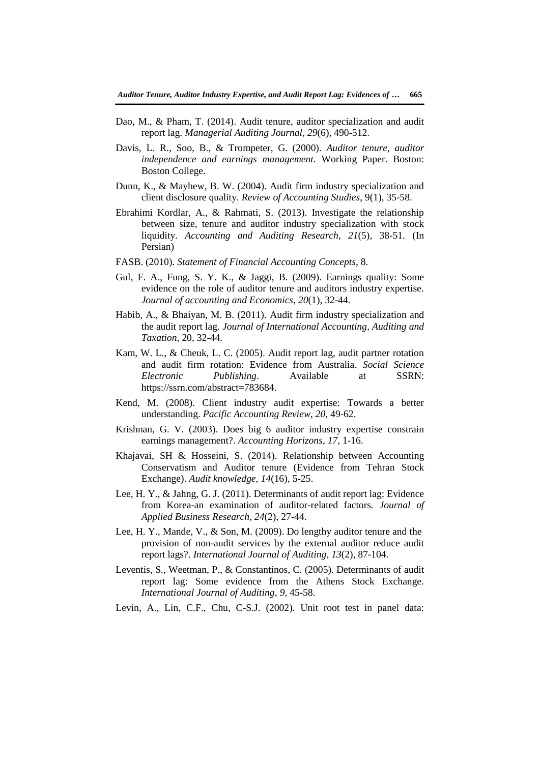Dao, M., & Pham, T. (2014). Audit tenure, auditor specialization and audit report lag. *Managerial Auditing Journal*, *29*(6), 490-512.

Davis, L. R., Soo, B., & Trompeter, G. (2000). *Auditor tenure, auditor independence and earnings management.* Working Paper. Boston: Boston College.

Dunn, K., & Mayhew, B. W. (2004). Audit firm industry specialization and client disclosure quality. *Review of Accounting Studies*, 9(1), 35-58.

Ebrahimi Kordlar, A., & Rahmati, S. (2013). Investigate the relationship between size, tenure and auditor industry specialization with stock liquidity. *Accounting and Auditing Research*, *21*(5), 38-51. (In Persian)

FASB. (2010). *Statement of Financial Accounting Concepts*, 8.

Gul, F. A., Fung, S. Y. K., & Jaggi, B. (2009). Earnings quality: Some evidence on the role of auditor tenure and auditors industry expertise. *Journal of accounting and Economics*, *20*(1), 32-44.

Habib, A., & Bhaiyan, M. B. (2011). Audit firm industry specialization and the audit report lag. *Journal of International Accounting, Auditing and Taxation*, 20, 32-44.

Kam, W. L., & Cheuk, L. C. (2005). Audit report lag, audit partner rotation and audit firm rotation: Evidence from Australia. *Social Science Electronic Publishing*. Available at SSRN: https://ssrn.com/abstract=783684.

Kend, M. (2008). Client industry audit expertise: Towards a better understanding. *Pacific Accounting Review*, *20*, 49-62.

Krishnan, G. V. (2003). Does big 6 auditor industry expertise constrain earnings management?. *Accounting Horizons*, *17*, 1-16.

Khajavai, SH & Hosseini, S. (2014). Relationship between Accounting Conservatism and Auditor tenure (Evidence from Tehran Stock Exchange). *Audit knowledge*, *14*(16), 5-25.

Lee, H. Y., & Jahng, G. J. (2011). Determinants of audit report lag: Evidence from Korea-an examination of auditor-related factors. *Journal of Applied Business Research*, *24*(2), 27-44.

Lee, H. Y., Mande, V., & Son, M. (2009). Do lengthy auditor tenure and the provision of non-audit services by the external auditor reduce audit report lags?. *International Journal of Auditing*, *13*(2), 87-104.

Leventis, S., Weetman, P., & Constantinos, C. (2005). Determinants of audit report lag: Some evidence from the Athens Stock Exchange. *International Journal of Auditing*, *9*, 45-58.

Levin, A., Lin, C.F., Chu, C-S.J. (2002). Unit root test in panel data: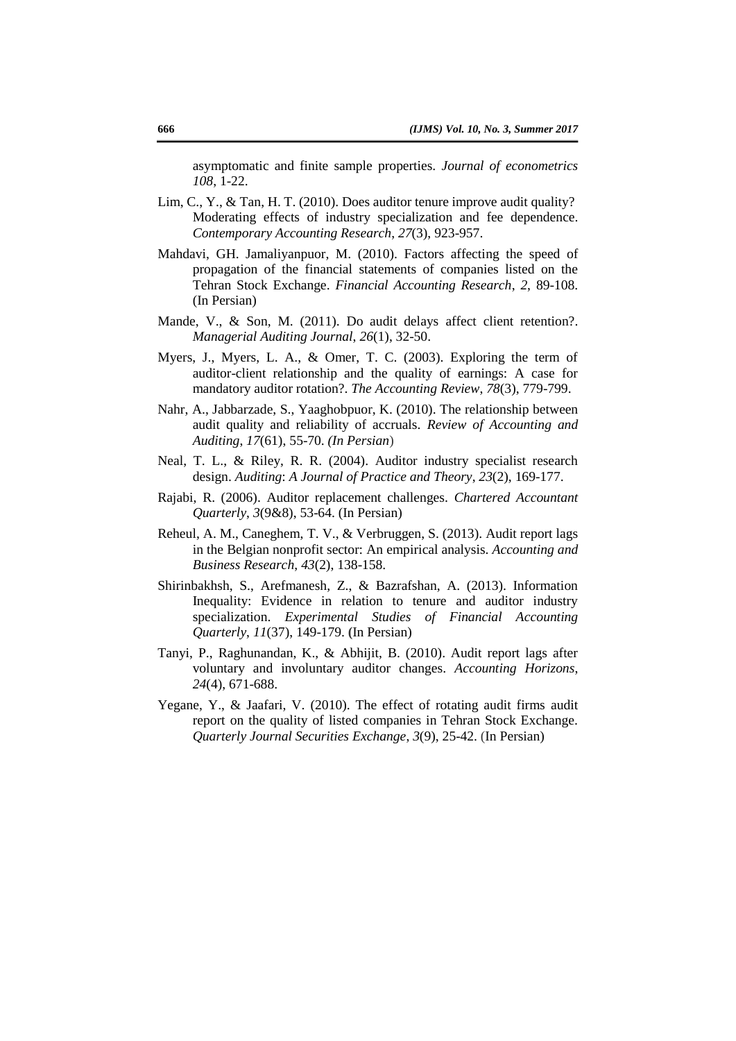asymptomatic and finite sample properties. *Journal of econometrics 108*, 1-22.

Lim, C., Y., & Tan, H. T. (2010). Does auditor tenure improve audit quality? Moderating effects of industry specialization and fee dependence. *Contemporary Accounting Research*, *27*(3), 923-957.

Mahdavi, GH. Jamaliyanpuor, M. (2010). Factors affecting the speed of propagation of the financial statements of companies listed on the Tehran Stock Exchange. *Financial Accounting Research*, *2*, 89-108. (In Persian)

Mande, V., & Son, M. (2011). Do audit delays affect client retention?. *Managerial Auditing Journal*, *26*(1), 32-50.

Myers, J., Myers, L. A., & Omer, T. C. (2003). Exploring the term of auditor-client relationship and the quality of earnings: A case for mandatory auditor rotation?. *The Accounting Review*, *78*(3), 779-799.

Nahr, A., Jabbarzade, S., Yaaghobpuor, K. (2010). The relationship between audit quality and reliability of accruals. *Review of Accounting and Auditing*, *17*(61), 55-70. *(In Persian*)

Neal, T. L., & Riley, R. R. (2004). Auditor industry specialist research design. *Auditing*: *A Journal of Practice and Theory*, *23*(2), 169-177.

Rajabi, R. (2006). Auditor replacement challenges. *Chartered Accountant Quarterly*, *3*(9&8), 53-64. (In Persian)

Reheul, A. M., Caneghem, T. V., & Verbruggen, S. (2013). Audit report lags in the Belgian nonprofit sector: An empirical analysis. *Accounting and Business Research*, *43*(2), 138-158.

Shirinbakhsh, S., Arefmanesh, Z., & Bazrafshan, A. (2013). Information Inequality: Evidence in relation to tenure and auditor industry specialization. *Experimental Studies of Financial Accounting Quarterly*, *11*(37), 149-179. (In Persian)

Tanyi, P., Raghunandan, K., & Abhijit, B. (2010). Audit report lags after voluntary and involuntary auditor changes. *Accounting Horizons*, *24*(4), 671-688.

Yegane, Y., & Jaafari, V. (2010). The effect of rotating audit firms audit report on the quality of listed companies in Tehran Stock Exchange. *Quarterly Journal Securities Exchange*, *3*(9), 25-42. (In Persian)